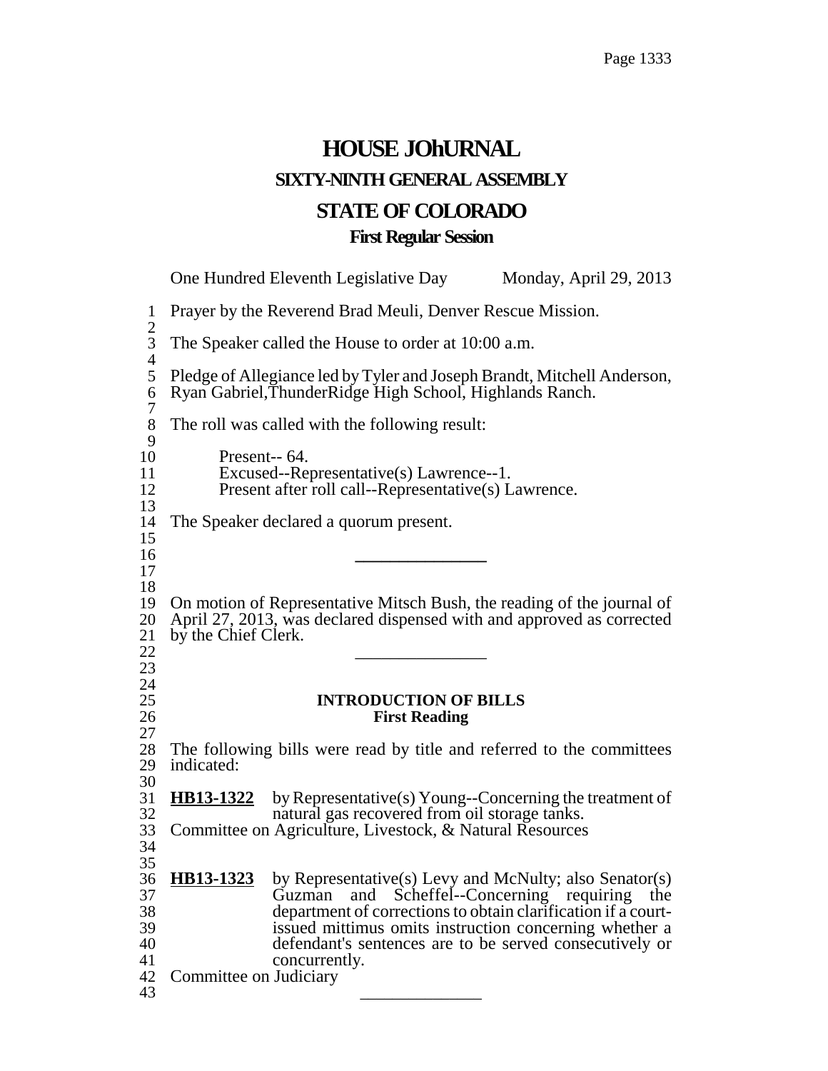# HOUSE JOhURNAL

## SIXTY-NINTH GENERAL ASSEMBLY

## STATE OF COLORADO

### First Regular Session

One Hundred Eleventh Legislative Day Monday, April 29, 2013

Prayer by the Reverend Brad Meuli, Denver Rescue Mission.

The Speaker called the House to order at 10:00 a.m.

Pledge of Allegiance led by Tyler and Joseph Brandt, Mitchell Anderson, Ryan Gabriel,ThunderRidge High School, Highlands Ranch.

The roll was called with the following result:

Present-- 64.
Excused--Representative(s) Lawrence--1.
Present after roll call--Representative(s) Lawrence.

The Speaker declared a quorum present.

\_\_\_\_\_\_\_\_\_\_\_\_\_\_\_

On motion of Representative Mitsch Bush, the reading of the journal of April 27, 2013, was declared dispensed with and approved as corrected by the Chief Clerk.

\_\_\_\_\_\_\_\_\_\_\_\_\_\_\_

**INTRODUCTION OF BILLS**
**First Reading**

The following bills were read by title and referred to the committees indicated:

**HB13-1322** by Representative(s) Young--Concerning the treatment of natural gas recovered from oil storage tanks.
Committee on Agriculture, Livestock, & Natural Resources

**HB13-1323** by Representative(s) Levy and McNulty; also Senator(s) Guzman and Scheffel--Concerning requiring the department of corrections to obtain clarification if a court-issued mittimus omits instruction concerning whether a defendant's sentences are to be served consecutively or concurrently.
Committee on Judiciary

\_\_\_\_\_\_\_\_\_\_\_\_\_\_\_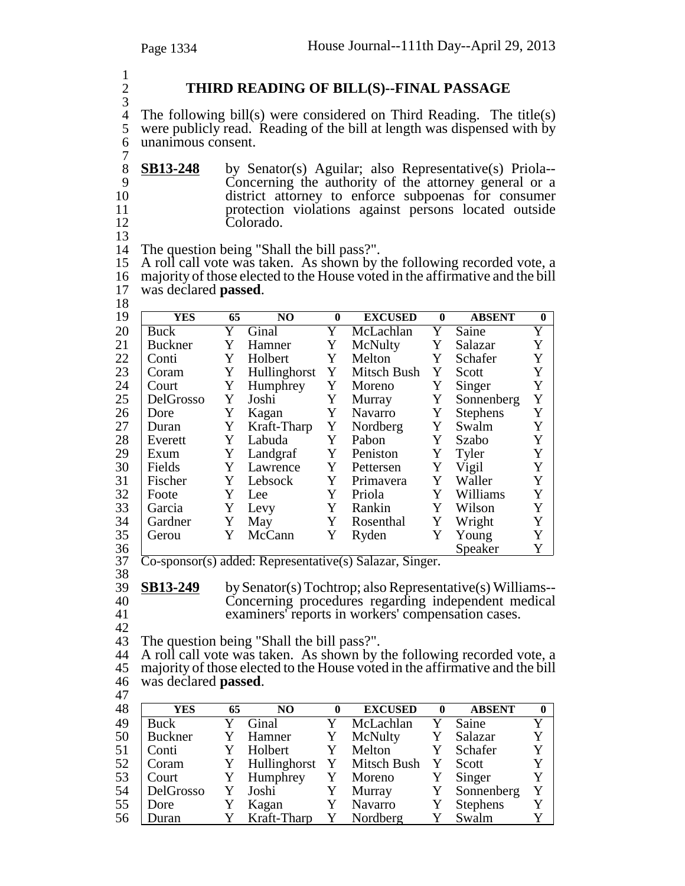## THIRD READING OF BILL(S)--FINAL PASSAGE

The following bill(s) were considered on Third Reading. The title(s) were publicly read. Reading of the bill at length was dispensed with by unanimous consent.

**SB13-248** by Senator(s) Aguilar; also Representative(s) Priola--Concerning the authority of the attorney general or a district attorney to enforce subpoenas for consumer protection violations against persons located outside Colorado.

The question being "Shall the bill pass?".
A roll call vote was taken. As shown by the following recorded vote, a majority of those elected to the House voted in the affirmative and the bill was declared **passed**.

| YES | 65 | NO | 0 | EXCUSED | 0 | ABSENT | 0 |
|---|---|---|---|---|---|---|---|
| Buck | Y | Ginal | Y | McLachlan | Y | Saine | Y |
| Buckner | Y | Hamner | Y | McNulty | Y | Salazar | Y |
| Conti | Y | Holbert | Y | Melton | Y | Schafer | Y |
| Coram | Y | Hullinghorst | Y | Mitsch Bush | Y | Scott | Y |
| Court | Y | Humphrey | Y | Moreno | Y | Singer | Y |
| DelGrosso | Y | Joshi | Y | Murray | Y | Sonnenberg | Y |
| Dore | Y | Kagan | Y | Navarro | Y | Stephens | Y |
| Duran | Y | Kraft-Tharp | Y | Nordberg | Y | Swalm | Y |
| Everett | Y | Labuda | Y | Pabon | Y | Szabo | Y |
| Exum | Y | Landgraf | Y | Peniston | Y | Tyler | Y |
| Fields | Y | Lawrence | Y | Pettersen | Y | Vigil | Y |
| Fischer | Y | Lebsock | Y | Primavera | Y | Waller | Y |
| Foote | Y | Lee | Y | Priola | Y | Williams | Y |
| Garcia | Y | Levy | Y | Rankin | Y | Wilson | Y |
| Gardner | Y | May | Y | Rosenthal | Y | Wright | Y |
| Gerou | Y | McCann | Y | Ryden | Y | Young | Y |
| | | | | | | Speaker | Y |

Co-sponsor(s) added: Representative(s) Salazar, Singer.

**SB13-249** by Senator(s) Tochtrop; also Representative(s) Williams--Concerning procedures regarding independent medical examiners' reports in workers' compensation cases.

The question being "Shall the bill pass?".
A roll call vote was taken. As shown by the following recorded vote, a majority of those elected to the House voted in the affirmative and the bill was declared **passed**.

| YES | 65 | NO | 0 | EXCUSED | 0 | ABSENT | 0 |
|---|---|---|---|---|---|---|---|
| Buck | Y | Ginal | Y | McLachlan | Y | Saine | Y |
| Buckner | Y | Hamner | Y | McNulty | Y | Salazar | Y |
| Conti | Y | Holbert | Y | Melton | Y | Schafer | Y |
| Coram | Y | Hullinghorst | Y | Mitsch Bush | Y | Scott | Y |
| Court | Y | Humphrey | Y | Moreno | Y | Singer | Y |
| DelGrosso | Y | Joshi | Y | Murray | Y | Sonnenberg | Y |
| Dore | Y | Kagan | Y | Navarro | Y | Stephens | Y |
| Duran | Y | Kraft-Tharp | Y | Nordberg | Y | Swalm | Y |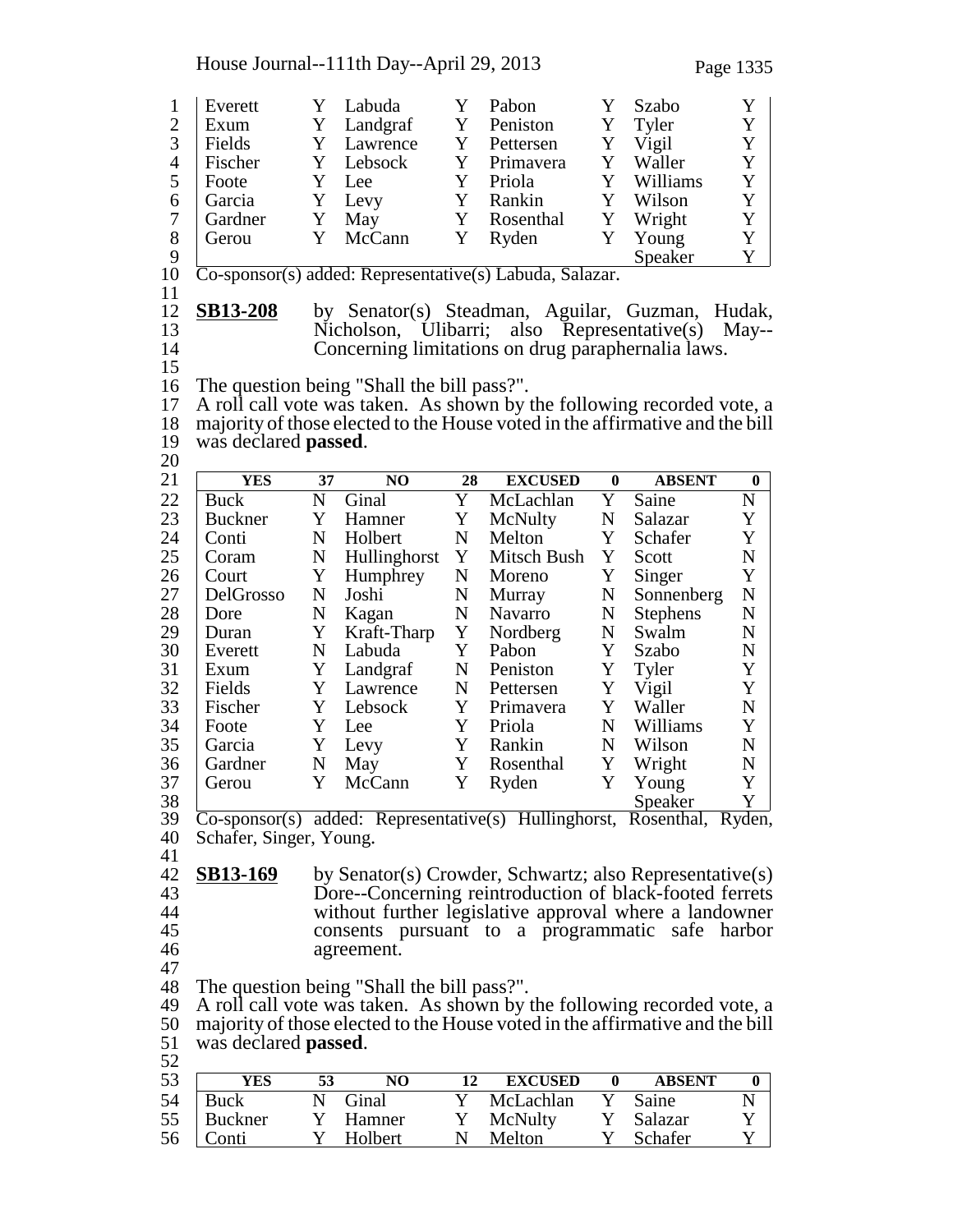| | | | | | | | |
|---|---|---|---|---|---|---|---|
| Everett | Y | Labuda | Y | Pabon | Y | Szabo | Y |
| Exum | Y | Landgraf | Y | Peniston | Y | Tyler | Y |
| Fields | Y | Lawrence | Y | Pettersen | Y | Vigil | Y |
| Fischer | Y | Lebsock | Y | Primavera | Y | Waller | Y |
| Foote | Y | Lee | Y | Priola | Y | Williams | Y |
| Garcia | Y | Levy | Y | Rankin | Y | Wilson | Y |
| Gardner | Y | May | Y | Rosenthal | Y | Wright | Y |
| Gerou | Y | McCann | Y | Ryden | Y | Young | Y |
| | | | | | | Speaker | Y |

Co-sponsor(s) added: Representative(s) Labuda, Salazar.

**SB13-208** by Senator(s) Steadman, Aguilar, Guzman, Hudak, Nicholson, Ulibarri; also Representative(s) May--Concerning limitations on drug paraphernalia laws.

The question being "Shall the bill pass?".
A roll call vote was taken. As shown by the following recorded vote, a majority of those elected to the House voted in the affirmative and the bill was declared **passed**.

| YES | 37 | NO | 28 | EXCUSED | 0 | ABSENT | 0 |
|---|---|---|---|---|---|---|---|
| Buck | N | Ginal | Y | McLachlan | Y | Saine | N |
| Buckner | Y | Hamner | Y | McNulty | N | Salazar | Y |
| Conti | N | Holbert | N | Melton | Y | Schafer | Y |
| Coram | N | Hullinghorst | Y | Mitsch Bush | Y | Scott | N |
| Court | Y | Humphrey | N | Moreno | Y | Singer | Y |
| DelGrosso | N | Joshi | N | Murray | N | Sonnenberg | N |
| Dore | N | Kagan | N | Navarro | N | Stephens | N |
| Duran | Y | Kraft-Tharp | Y | Nordberg | N | Swalm | N |
| Everett | N | Labuda | Y | Pabon | Y | Szabo | N |
| Exum | Y | Landgraf | N | Peniston | Y | Tyler | Y |
| Fields | Y | Lawrence | N | Pettersen | Y | Vigil | Y |
| Fischer | Y | Lebsock | Y | Primavera | Y | Waller | N |
| Foote | Y | Lee | Y | Priola | N | Williams | Y |
| Garcia | Y | Levy | Y | Rankin | N | Wilson | N |
| Gardner | N | May | Y | Rosenthal | Y | Wright | N |
| Gerou | Y | McCann | Y | Ryden | Y | Young | Y |
| | | | | | | Speaker | Y |

Co-sponsor(s) added: Representative(s) Hullinghorst, Rosenthal, Ryden, Schafer, Singer, Young.

**SB13-169** by Senator(s) Crowder, Schwartz; also Representative(s) Dore--Concerning reintroduction of black-footed ferrets without further legislative approval where a landowner consents pursuant to a programmatic safe harbor agreement.

The question being "Shall the bill pass?".
A roll call vote was taken. As shown by the following recorded vote, a majority of those elected to the House voted in the affirmative and the bill was declared **passed**.

| YES | 53 | NO | 12 | EXCUSED | 0 | ABSENT | 0 |
|---|---|---|---|---|---|---|---|
| Buck | N | Ginal | Y | McLachlan | Y | Saine | N |
| Buckner | Y | Hamner | Y | McNulty | Y | Salazar | Y |
| Conti | Y | Holbert | N | Melton | Y | Schafer | Y |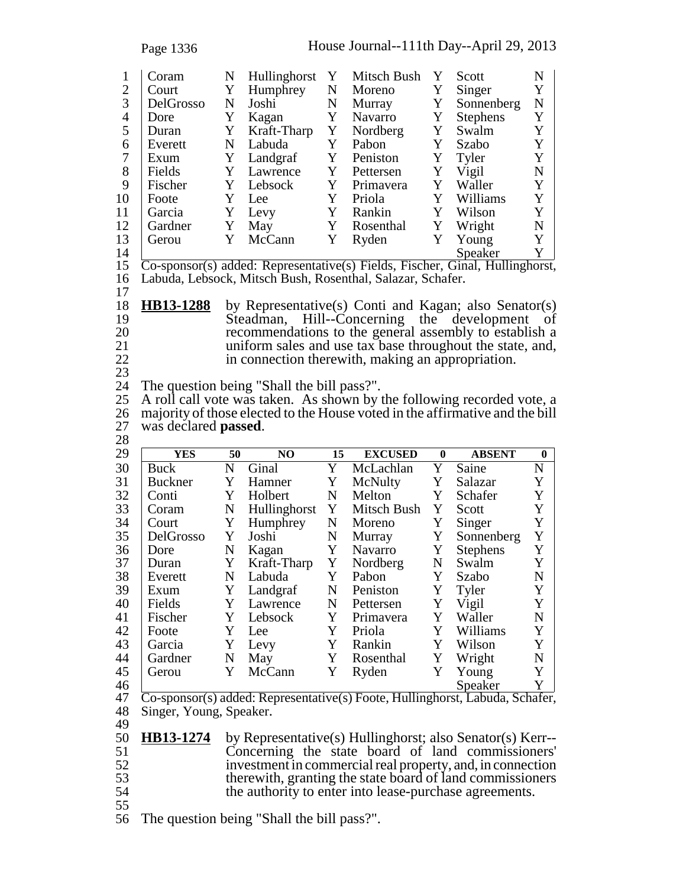| Coram | N | Hullinghorst | Y | Mitsch Bush | Y | Scott | N |
|---|---|---|---|---|---|---|---|
| Court | Y | Humphrey | N | Moreno | Y | Singer | Y |
| DelGrosso | N | Joshi | N | Murray | Y | Sonnenberg | N |
| Dore | Y | Kagan | Y | Navarro | Y | Stephens | Y |
| Duran | Y | Kraft-Tharp | Y | Nordberg | Y | Swalm | Y |
| Everett | N | Labuda | Y | Pabon | Y | Szabo | Y |
| Exum | Y | Landgraf | Y | Peniston | Y | Tyler | Y |
| Fields | Y | Lawrence | Y | Pettersen | Y | Vigil | N |
| Fischer | Y | Lebsock | Y | Primavera | Y | Waller | Y |
| Foote | Y | Lee | Y | Priola | Y | Williams | Y |
| Garcia | Y | Levy | Y | Rankin | Y | Wilson | Y |
| Gardner | Y | May | Y | Rosenthal | Y | Wright | N |
| Gerou | Y | McCann | Y | Ryden | Y | Young | Y |
| | | | | | | Speaker | Y |

Co-sponsor(s) added: Representative(s) Fields, Fischer, Ginal, Hullinghorst, Labuda, Lebsock, Mitsch Bush, Rosenthal, Salazar, Schafer.

**HB13-1288** by Representative(s) Conti and Kagan; also Senator(s) Steadman, Hill--Concerning the development of recommendations to the general assembly to establish a uniform sales and use tax base throughout the state, and, in connection therewith, making an appropriation.

The question being "Shall the bill pass?".
A roll call vote was taken. As shown by the following recorded vote, a majority of those elected to the House voted in the affirmative and the bill was declared **passed**.

| YES | 50 | NO | 15 | EXCUSED | 0 | ABSENT | 0 |
|---|---|---|---|---|---|---|---|
| Buck | N | Ginal | Y | McLachlan | Y | Saine | N |
| Buckner | Y | Hamner | Y | McNulty | Y | Salazar | Y |
| Conti | Y | Holbert | N | Melton | Y | Schafer | Y |
| Coram | N | Hullinghorst | Y | Mitsch Bush | Y | Scott | Y |
| Court | Y | Humphrey | N | Moreno | Y | Singer | Y |
| DelGrosso | Y | Joshi | N | Murray | Y | Sonnenberg | Y |
| Dore | N | Kagan | Y | Navarro | Y | Stephens | Y |
| Duran | Y | Kraft-Tharp | Y | Nordberg | N | Swalm | Y |
| Everett | N | Labuda | Y | Pabon | Y | Szabo | N |
| Exum | Y | Landgraf | N | Peniston | Y | Tyler | Y |
| Fields | Y | Lawrence | N | Pettersen | Y | Vigil | Y |
| Fischer | Y | Lebsock | Y | Primavera | Y | Waller | N |
| Foote | Y | Lee | Y | Priola | Y | Williams | Y |
| Garcia | Y | Levy | Y | Rankin | Y | Wilson | Y |
| Gardner | N | May | Y | Rosenthal | Y | Wright | N |
| Gerou | Y | McCann | Y | Ryden | Y | Young | Y |
| | | | | | | Speaker | Y |

Co-sponsor(s) added: Representative(s) Foote, Hullinghorst, Labuda, Schafer, Singer, Young, Speaker.

**HB13-1274** by Representative(s) Hullinghorst; also Senator(s) Kerr--Concerning the state board of land commissioners' investment in commercial real property, and, in connection therewith, granting the state board of land commissioners the authority to enter into lease-purchase agreements.

The question being "Shall the bill pass?".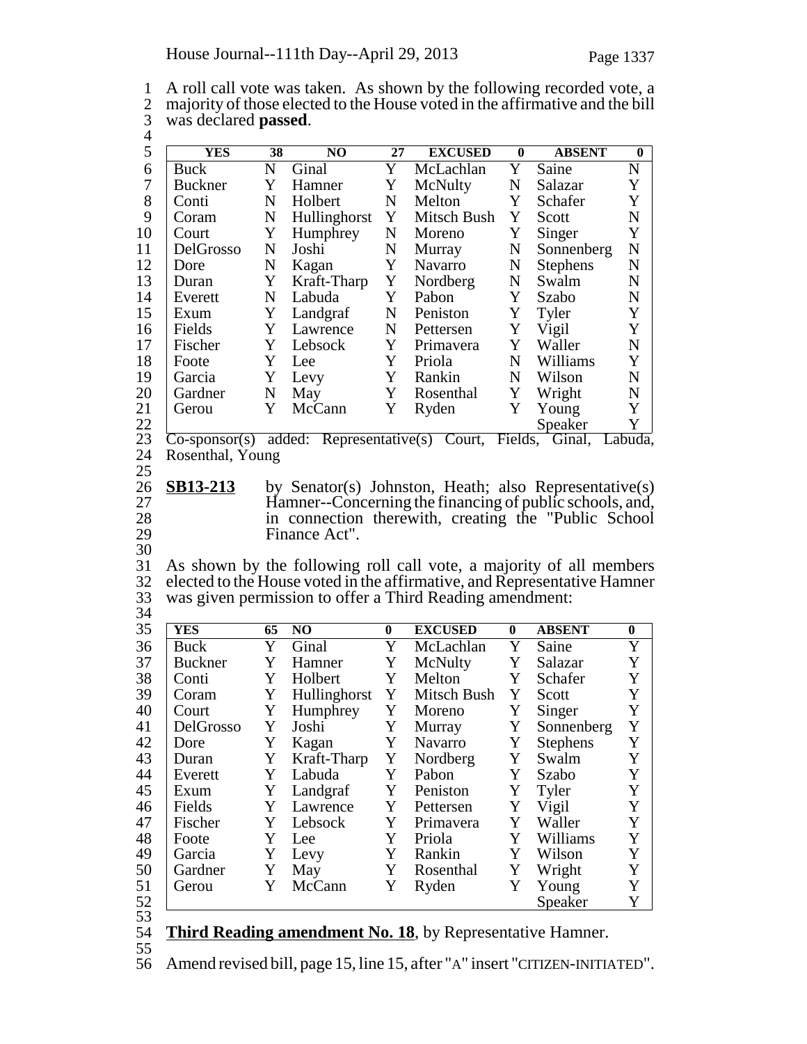A roll call vote was taken. As shown by the following recorded vote, a majority of those elected to the House voted in the affirmative and the bill was declared **passed**.

| YES | 38 | NO | 27 | EXCUSED | 0 | ABSENT | 0 |
|---|---|---|---|---|---|---|---|
| Buck | N | Ginal | Y | McLachlan | Y | Saine | N |
| Buckner | Y | Hamner | Y | McNulty | N | Salazar | Y |
| Conti | N | Holbert | N | Melton | Y | Schafer | Y |
| Coram | N | Hullinghorst | Y | Mitsch Bush | Y | Scott | N |
| Court | Y | Humphrey | N | Moreno | Y | Singer | Y |
| DelGrosso | N | Joshi | N | Murray | N | Sonnenberg | N |
| Dore | N | Kagan | Y | Navarro | N | Stephens | N |
| Duran | Y | Kraft-Tharp | Y | Nordberg | N | Swalm | N |
| Everett | N | Labuda | Y | Pabon | Y | Szabo | N |
| Exum | Y | Landgraf | N | Peniston | Y | Tyler | Y |
| Fields | Y | Lawrence | N | Pettersen | Y | Vigil | Y |
| Fischer | Y | Lebsock | Y | Primavera | Y | Waller | N |
| Foote | Y | Lee | Y | Priola | N | Williams | Y |
| Garcia | Y | Levy | Y | Rankin | N | Wilson | N |
| Gardner | N | May | Y | Rosenthal | Y | Wright | N |
| Gerou | Y | McCann | Y | Ryden | Y | Young | Y |
| | | | | | | Speaker | Y |

Co-sponsor(s) added: Representative(s) Court, Fields, Ginal, Labuda, Rosenthal, Young

**SB13-213** by Senator(s) Johnston, Heath; also Representative(s) Hamner--Concerning the financing of public schools, and, in connection therewith, creating the "Public School Finance Act".

As shown by the following roll call vote, a majority of all members elected to the House voted in the affirmative, and Representative Hamner was given permission to offer a Third Reading amendment:

| YES | 65 | NO | 0 | EXCUSED | 0 | ABSENT | 0 |
|---|---|---|---|---|---|---|---|
| Buck | Y | Ginal | Y | McLachlan | Y | Saine | Y |
| Buckner | Y | Hamner | Y | McNulty | Y | Salazar | Y |
| Conti | Y | Holbert | Y | Melton | Y | Schafer | Y |
| Coram | Y | Hullinghorst | Y | Mitsch Bush | Y | Scott | Y |
| Court | Y | Humphrey | Y | Moreno | Y | Singer | Y |
| DelGrosso | Y | Joshi | Y | Murray | Y | Sonnenberg | Y |
| Dore | Y | Kagan | Y | Navarro | Y | Stephens | Y |
| Duran | Y | Kraft-Tharp | Y | Nordberg | Y | Swalm | Y |
| Everett | Y | Labuda | Y | Pabon | Y | Szabo | Y |
| Exum | Y | Landgraf | Y | Peniston | Y | Tyler | Y |
| Fields | Y | Lawrence | Y | Pettersen | Y | Vigil | Y |
| Fischer | Y | Lebsock | Y | Primavera | Y | Waller | Y |
| Foote | Y | Lee | Y | Priola | Y | Williams | Y |
| Garcia | Y | Levy | Y | Rankin | Y | Wilson | Y |
| Gardner | Y | May | Y | Rosenthal | Y | Wright | Y |
| Gerou | Y | McCann | Y | Ryden | Y | Young | Y |
| | | | | | | Speaker | Y |

**Third Reading amendment No. 18**, by Representative Hamner.

Amend revised bill, page 15, line 15, after "A" insert "CITIZEN-INITIATED".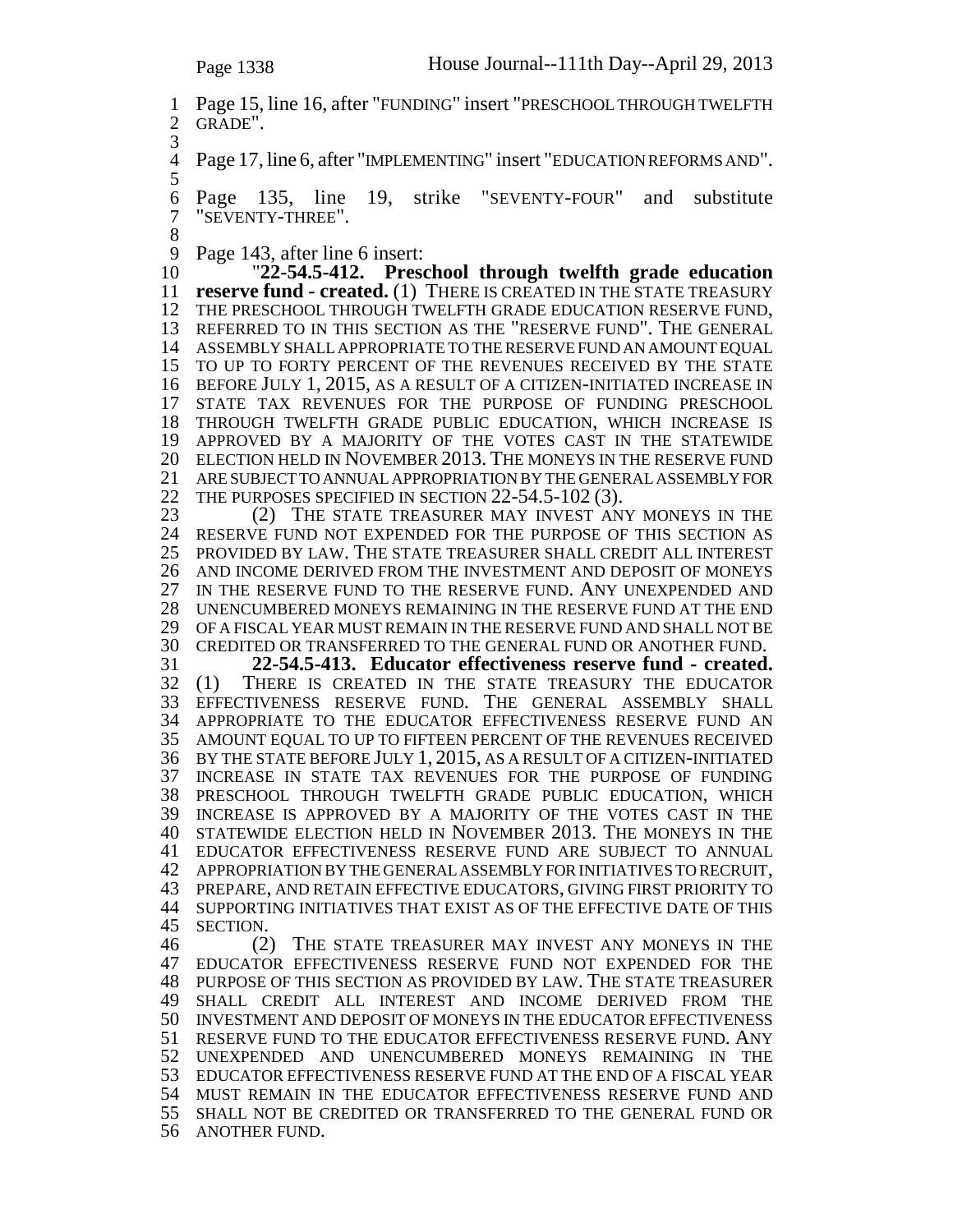Page 15, line 16, after "FUNDING" insert "PRESCHOOL THROUGH TWELFTH GRADE".

Page 17, line 6, after "IMPLEMENTING" insert "EDUCATION REFORMS AND".

Page 135, line 19, strike "SEVENTY-FOUR" and substitute "SEVENTY-THREE".

Page 143, after line 6 insert:

"**22-54.5-412. Preschool through twelfth grade education reserve fund - created.** (1) THERE IS CREATED IN THE STATE TREASURY THE PRESCHOOL THROUGH TWELFTH GRADE EDUCATION RESERVE FUND, REFERRED TO IN THIS SECTION AS THE "RESERVE FUND". THE GENERAL ASSEMBLY SHALL APPROPRIATE TO THE RESERVE FUND AN AMOUNT EQUAL TO UP TO FORTY PERCENT OF THE REVENUES RECEIVED BY THE STATE BEFORE JULY 1, 2015, AS A RESULT OF A CITIZEN-INITIATED INCREASE IN STATE TAX REVENUES FOR THE PURPOSE OF FUNDING PRESCHOOL THROUGH TWELFTH GRADE PUBLIC EDUCATION, WHICH INCREASE IS APPROVED BY A MAJORITY OF THE VOTES CAST IN THE STATEWIDE ELECTION HELD IN NOVEMBER 2013. THE MONEYS IN THE RESERVE FUND ARE SUBJECT TO ANNUAL APPROPRIATION BY THE GENERAL ASSEMBLY FOR THE PURPOSES SPECIFIED IN SECTION 22-54.5-102 (3).

(2) THE STATE TREASURER MAY INVEST ANY MONEYS IN THE RESERVE FUND NOT EXPENDED FOR THE PURPOSE OF THIS SECTION AS PROVIDED BY LAW. THE STATE TREASURER SHALL CREDIT ALL INTEREST AND INCOME DERIVED FROM THE INVESTMENT AND DEPOSIT OF MONEYS IN THE RESERVE FUND TO THE RESERVE FUND. ANY UNEXPENDED AND UNENCUMBERED MONEYS REMAINING IN THE RESERVE FUND AT THE END OF A FISCAL YEAR MUST REMAIN IN THE RESERVE FUND AND SHALL NOT BE CREDITED OR TRANSFERRED TO THE GENERAL FUND OR ANOTHER FUND.

**22-54.5-413. Educator effectiveness reserve fund - created.** (1) THERE IS CREATED IN THE STATE TREASURY THE EDUCATOR EFFECTIVENESS RESERVE FUND. THE GENERAL ASSEMBLY SHALL APPROPRIATE TO THE EDUCATOR EFFECTIVENESS RESERVE FUND AN AMOUNT EQUAL TO UP TO FIFTEEN PERCENT OF THE REVENUES RECEIVED BY THE STATE BEFORE JULY 1, 2015, AS A RESULT OF A CITIZEN-INITIATED INCREASE IN STATE TAX REVENUES FOR THE PURPOSE OF FUNDING PRESCHOOL THROUGH TWELFTH GRADE PUBLIC EDUCATION, WHICH INCREASE IS APPROVED BY A MAJORITY OF THE VOTES CAST IN THE STATEWIDE ELECTION HELD IN NOVEMBER 2013. THE MONEYS IN THE EDUCATOR EFFECTIVENESS RESERVE FUND ARE SUBJECT TO ANNUAL APPROPRIATION BY THE GENERAL ASSEMBLY FOR INITIATIVES TO RECRUIT, PREPARE, AND RETAIN EFFECTIVE EDUCATORS, GIVING FIRST PRIORITY TO SUPPORTING INITIATIVES THAT EXIST AS OF THE EFFECTIVE DATE OF THIS SECTION.

(2) THE STATE TREASURER MAY INVEST ANY MONEYS IN THE EDUCATOR EFFECTIVENESS RESERVE FUND NOT EXPENDED FOR THE PURPOSE OF THIS SECTION AS PROVIDED BY LAW. THE STATE TREASURER SHALL CREDIT ALL INTEREST AND INCOME DERIVED FROM THE INVESTMENT AND DEPOSIT OF MONEYS IN THE EDUCATOR EFFECTIVENESS RESERVE FUND TO THE EDUCATOR EFFECTIVENESS RESERVE FUND. ANY UNEXPENDED AND UNENCUMBERED MONEYS REMAINING IN THE EDUCATOR EFFECTIVENESS RESERVE FUND AT THE END OF A FISCAL YEAR MUST REMAIN IN THE EDUCATOR EFFECTIVENESS RESERVE FUND AND SHALL NOT BE CREDITED OR TRANSFERRED TO THE GENERAL FUND OR ANOTHER FUND.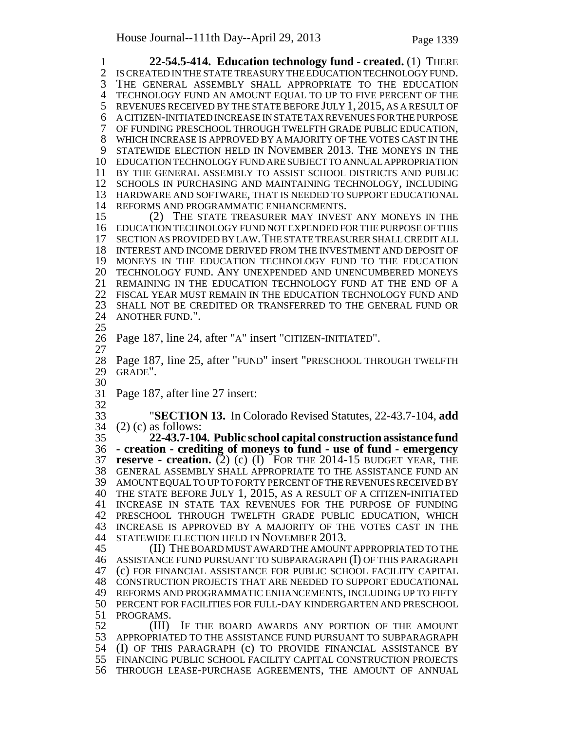**22-54.5-414. Education technology fund - created.** (1) THERE IS CREATED IN THE STATE TREASURY THE EDUCATION TECHNOLOGY FUND. THE GENERAL ASSEMBLY SHALL APPROPRIATE TO THE EDUCATION TECHNOLOGY FUND AN AMOUNT EQUAL TO UP TO FIVE PERCENT OF THE REVENUES RECEIVED BY THE STATE BEFORE JULY 1, 2015, AS A RESULT OF A CITIZEN-INITIATED INCREASE IN STATE TAX REVENUES FOR THE PURPOSE OF FUNDING PRESCHOOL THROUGH TWELFTH GRADE PUBLIC EDUCATION, WHICH INCREASE IS APPROVED BY A MAJORITY OF THE VOTES CAST IN THE STATEWIDE ELECTION HELD IN NOVEMBER 2013. THE MONEYS IN THE EDUCATION TECHNOLOGY FUND ARE SUBJECT TO ANNUAL APPROPRIATION BY THE GENERAL ASSEMBLY TO ASSIST SCHOOL DISTRICTS AND PUBLIC SCHOOLS IN PURCHASING AND MAINTAINING TECHNOLOGY, INCLUDING HARDWARE AND SOFTWARE, THAT IS NEEDED TO SUPPORT EDUCATIONAL REFORMS AND PROGRAMMATIC ENHANCEMENTS.

(2) THE STATE TREASURER MAY INVEST ANY MONEYS IN THE EDUCATION TECHNOLOGY FUND NOT EXPENDED FOR THE PURPOSE OF THIS SECTION AS PROVIDED BY LAW. THE STATE TREASURER SHALL CREDIT ALL INTEREST AND INCOME DERIVED FROM THE INVESTMENT AND DEPOSIT OF MONEYS IN THE EDUCATION TECHNOLOGY FUND TO THE EDUCATION TECHNOLOGY FUND. ANY UNEXPENDED AND UNENCUMBERED MONEYS REMAINING IN THE EDUCATION TECHNOLOGY FUND AT THE END OF A FISCAL YEAR MUST REMAIN IN THE EDUCATION TECHNOLOGY FUND AND SHALL NOT BE CREDITED OR TRANSFERRED TO THE GENERAL FUND OR ANOTHER FUND.".

Page 187, line 24, after "A" insert "CITIZEN-INITIATED".

Page 187, line 25, after "FUND" insert "PRESCHOOL THROUGH TWELFTH GRADE".

Page 187, after line 27 insert:

"**SECTION 13.** In Colorado Revised Statutes, 22-43.7-104, **add** (2) (c) as follows:

**22-43.7-104. Public school capital construction assistance fund - creation - crediting of moneys to fund - use of fund - emergency reserve - creation.** (2) (c) (I) FOR THE 2014-15 BUDGET YEAR, THE GENERAL ASSEMBLY SHALL APPROPRIATE TO THE ASSISTANCE FUND AN AMOUNT EQUAL TO UP TO FORTY PERCENT OF THE REVENUES RECEIVED BY THE STATE BEFORE JULY 1, 2015, AS A RESULT OF A CITIZEN-INITIATED INCREASE IN STATE TAX REVENUES FOR THE PURPOSE OF FUNDING PRESCHOOL THROUGH TWELFTH GRADE PUBLIC EDUCATION, WHICH INCREASE IS APPROVED BY A MAJORITY OF THE VOTES CAST IN THE STATEWIDE ELECTION HELD IN NOVEMBER 2013.

(II) THE BOARD MUST AWARD THE AMOUNT APPROPRIATED TO THE ASSISTANCE FUND PURSUANT TO SUBPARAGRAPH (I) OF THIS PARAGRAPH (c) FOR FINANCIAL ASSISTANCE FOR PUBLIC SCHOOL FACILITY CAPITAL CONSTRUCTION PROJECTS THAT ARE NEEDED TO SUPPORT EDUCATIONAL REFORMS AND PROGRAMMATIC ENHANCEMENTS, INCLUDING UP TO FIFTY PERCENT FOR FACILITIES FOR FULL-DAY KINDERGARTEN AND PRESCHOOL PROGRAMS.

(III) IF THE BOARD AWARDS ANY PORTION OF THE AMOUNT APPROPRIATED TO THE ASSISTANCE FUND PURSUANT TO SUBPARAGRAPH (I) OF THIS PARAGRAPH (c) TO PROVIDE FINANCIAL ASSISTANCE BY FINANCING PUBLIC SCHOOL FACILITY CAPITAL CONSTRUCTION PROJECTS THROUGH LEASE-PURCHASE AGREEMENTS, THE AMOUNT OF ANNUAL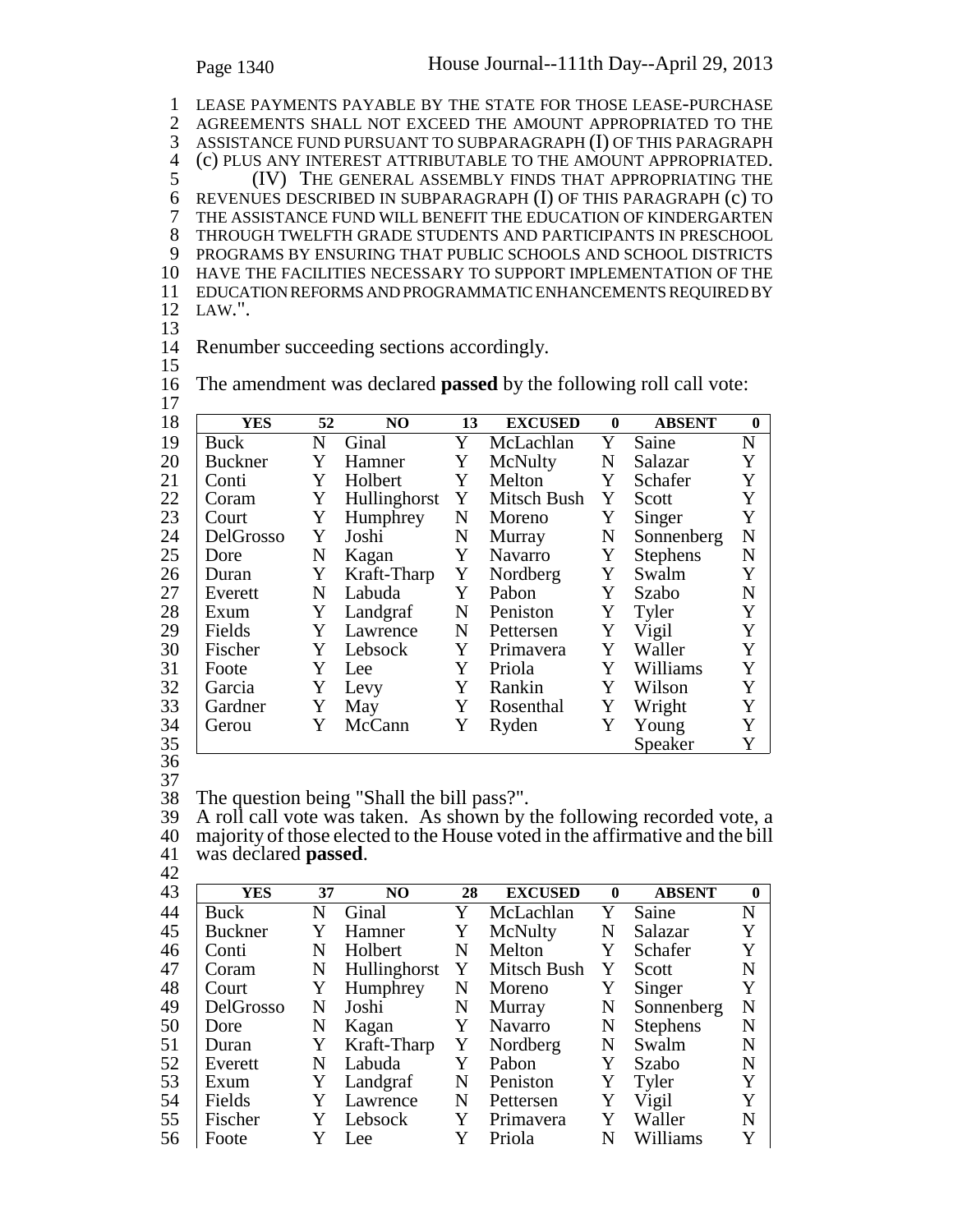LEASE PAYMENTS PAYABLE BY THE STATE FOR THOSE LEASE-PURCHASE AGREEMENTS SHALL NOT EXCEED THE AMOUNT APPROPRIATED TO THE ASSISTANCE FUND PURSUANT TO SUBPARAGRAPH (I) OF THIS PARAGRAPH (c) PLUS ANY INTEREST ATTRIBUTABLE TO THE AMOUNT APPROPRIATED.

(IV) THE GENERAL ASSEMBLY FINDS THAT APPROPRIATING THE REVENUES DESCRIBED IN SUBPARAGRAPH (I) OF THIS PARAGRAPH (c) TO THE ASSISTANCE FUND WILL BENEFIT THE EDUCATION OF KINDERGARTEN THROUGH TWELFTH GRADE STUDENTS AND PARTICIPANTS IN PRESCHOOL PROGRAMS BY ENSURING THAT PUBLIC SCHOOLS AND SCHOOL DISTRICTS HAVE THE FACILITIES NECESSARY TO SUPPORT IMPLEMENTATION OF THE EDUCATION REFORMS AND PROGRAMMATIC ENHANCEMENTS REQUIRED BY LAW.".

Renumber succeeding sections accordingly.

The amendment was declared **passed** by the following roll call vote:

| YES | 52 | NO | 13 | EXCUSED | 0 | ABSENT | 0 |
|---|---|---|---|---|---|---|---|
| Buck | N | Ginal | Y | McLachlan | Y | Saine | N |
| Buckner | Y | Hamner | Y | McNulty | N | Salazar | Y |
| Conti | Y | Holbert | Y | Melton | Y | Schafer | Y |
| Coram | Y | Hullinghorst | Y | Mitsch Bush | Y | Scott | Y |
| Court | Y | Humphrey | N | Moreno | Y | Singer | Y |
| DelGrosso | Y | Joshi | N | Murray | N | Sonnenberg | N |
| Dore | N | Kagan | Y | Navarro | Y | Stephens | N |
| Duran | Y | Kraft-Tharp | Y | Nordberg | Y | Swalm | Y |
| Everett | N | Labuda | Y | Pabon | Y | Szabo | N |
| Exum | Y | Landgraf | N | Peniston | Y | Tyler | Y |
| Fields | Y | Lawrence | N | Pettersen | Y | Vigil | Y |
| Fischer | Y | Lebsock | Y | Primavera | Y | Waller | Y |
| Foote | Y | Lee | Y | Priola | Y | Williams | Y |
| Garcia | Y | Levy | Y | Rankin | Y | Wilson | Y |
| Gardner | Y | May | Y | Rosenthal | Y | Wright | Y |
| Gerou | Y | McCann | Y | Ryden | Y | Young | Y |
| | | | | | | Speaker | Y |

The question being "Shall the bill pass?".
A roll call vote was taken. As shown by the following recorded vote, a majority of those elected to the House voted in the affirmative and the bill was declared **passed**.

| YES | 37 | NO | 28 | EXCUSED | 0 | ABSENT | 0 |
|---|---|---|---|---|---|---|---|
| Buck | N | Ginal | Y | McLachlan | Y | Saine | N |
| Buckner | Y | Hamner | Y | McNulty | N | Salazar | Y |
| Conti | N | Holbert | N | Melton | Y | Schafer | Y |
| Coram | N | Hullinghorst | Y | Mitsch Bush | Y | Scott | N |
| Court | Y | Humphrey | N | Moreno | Y | Singer | Y |
| DelGrosso | N | Joshi | N | Murray | N | Sonnenberg | N |
| Dore | N | Kagan | Y | Navarro | N | Stephens | N |
| Duran | Y | Kraft-Tharp | Y | Nordberg | N | Swalm | N |
| Everett | N | Labuda | Y | Pabon | Y | Szabo | N |
| Exum | Y | Landgraf | N | Peniston | Y | Tyler | Y |
| Fields | Y | Lawrence | N | Pettersen | Y | Vigil | Y |
| Fischer | Y | Lebsock | Y | Primavera | Y | Waller | N |
| Foote | Y | Lee | Y | Priola | N | Williams | Y |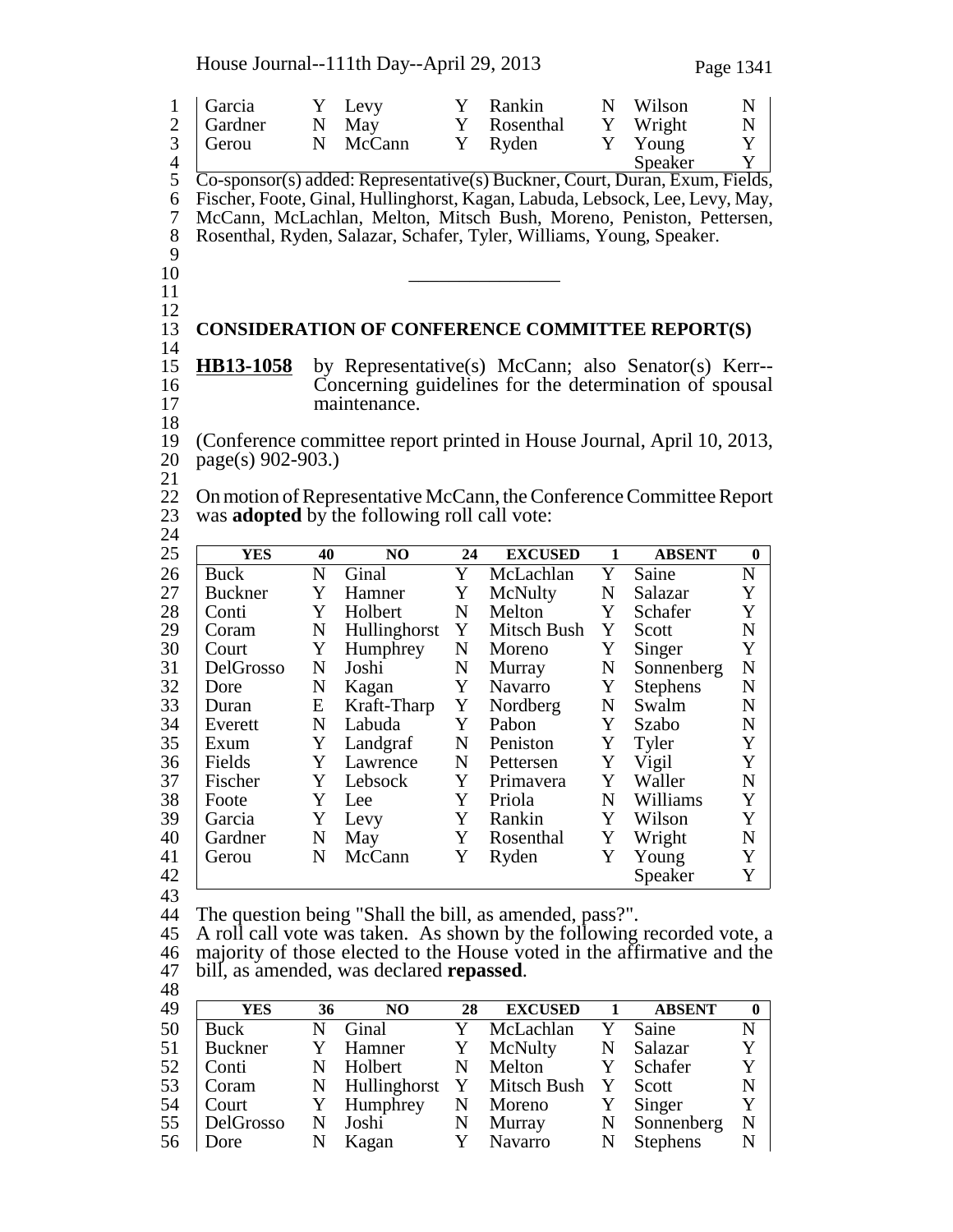| | | | | | | | |
|---|---|---|---|---|---|---|---|
| Garcia | Y | Levy | Y | Rankin | N | Wilson | N |
| Gardner | N | May | Y | Rosenthal | Y | Wright | N |
| Gerou | N | McCann | Y | Ryden | Y | Young | Y |
| | | | | | | Speaker | Y |

Co-sponsor(s) added: Representative(s) Buckner, Court, Duran, Exum, Fields, Fischer, Foote, Ginal, Hullinghorst, Kagan, Labuda, Lebsock, Lee, Levy, May, McCann, McLachlan, Melton, Mitsch Bush, Moreno, Peniston, Pettersen, Rosenthal, Ryden, Salazar, Schafer, Tyler, Williams, Young, Speaker.

---

## CONSIDERATION OF CONFERENCE COMMITTEE REPORT(S)

**HB13-1058** by Representative(s) McCann; also Senator(s) Kerr--Concerning guidelines for the determination of spousal maintenance.

(Conference committee report printed in House Journal, April 10, 2013, page(s) 902-903.)

On motion of Representative McCann, the Conference Committee Report was **adopted** by the following roll call vote:

| YES | 40 | NO | 24 | EXCUSED | 1 | ABSENT | 0 |
|---|---|---|---|---|---|---|---|
| Buck | N | Ginal | Y | McLachlan | Y | Saine | N |
| Buckner | Y | Hamner | Y | McNulty | N | Salazar | Y |
| Conti | Y | Holbert | N | Melton | Y | Schafer | Y |
| Coram | N | Hullinghorst | Y | Mitsch Bush | Y | Scott | N |
| Court | Y | Humphrey | N | Moreno | Y | Singer | Y |
| DelGrosso | N | Joshi | N | Murray | N | Sonnenberg | N |
| Dore | N | Kagan | Y | Navarro | Y | Stephens | N |
| Duran | E | Kraft-Tharp | Y | Nordberg | N | Swalm | N |
| Everett | N | Labuda | Y | Pabon | Y | Szabo | N |
| Exum | Y | Landgraf | N | Peniston | Y | Tyler | Y |
| Fields | Y | Lawrence | N | Pettersen | Y | Vigil | Y |
| Fischer | Y | Lebsock | Y | Primavera | Y | Waller | N |
| Foote | Y | Lee | Y | Priola | N | Williams | Y |
| Garcia | Y | Levy | Y | Rankin | Y | Wilson | Y |
| Gardner | N | May | Y | Rosenthal | Y | Wright | N |
| Gerou | N | McCann | Y | Ryden | Y | Young | Y |
| | | | | | | Speaker | Y |

The question being "Shall the bill, as amended, pass?".
A roll call vote was taken. As shown by the following recorded vote, a majority of those elected to the House voted in the affirmative and the bill, as amended, was declared **repassed**.

| YES | 36 | NO | 28 | EXCUSED | 1 | ABSENT | 0 |
|---|---|---|---|---|---|---|---|
| Buck | N | Ginal | Y | McLachlan | Y | Saine | N |
| Buckner | Y | Hamner | Y | McNulty | N | Salazar | Y |
| Conti | N | Holbert | N | Melton | Y | Schafer | Y |
| Coram | N | Hullinghorst | Y | Mitsch Bush | Y | Scott | N |
| Court | Y | Humphrey | N | Moreno | Y | Singer | Y |
| DelGrosso | N | Joshi | N | Murray | N | Sonnenberg | N |
| Dore | N | Kagan | Y | Navarro | N | Stephens | N |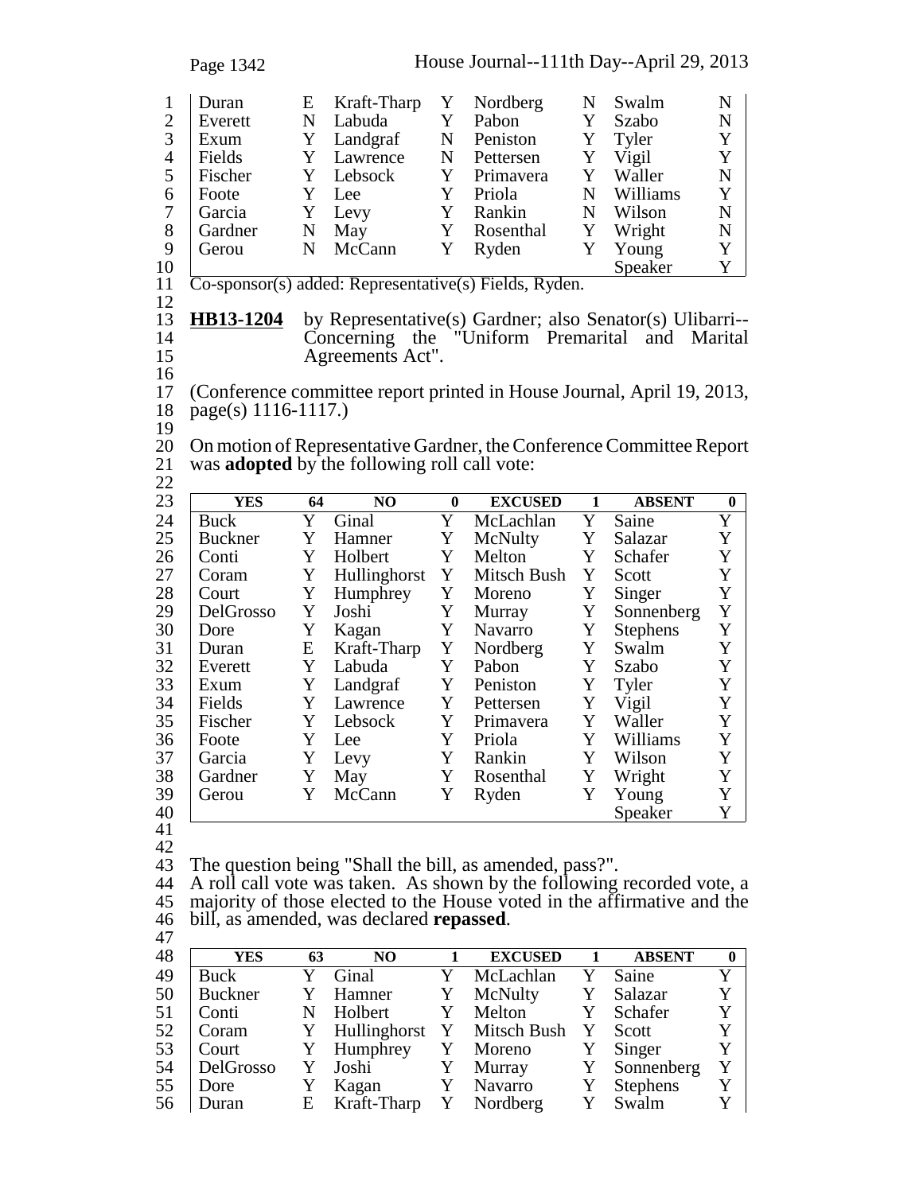| Duran | E | Kraft-Tharp | Y | Nordberg | N | Swalm | N |
|---|---|---|---|---|---|---|---|
| Everett | N | Labuda | Y | Pabon | Y | Szabo | N |
| Exum | Y | Landgraf | N | Peniston | Y | Tyler | Y |
| Fields | Y | Lawrence | N | Pettersen | Y | Vigil | Y |
| Fischer | Y | Lebsock | Y | Primavera | Y | Waller | N |
| Foote | Y | Lee | Y | Priola | N | Williams | Y |
| Garcia | Y | Levy | Y | Rankin | N | Wilson | N |
| Gardner | N | May | Y | Rosenthal | Y | Wright | N |
| Gerou | N | McCann | Y | Ryden | Y | Young | Y |
| | | | | | | Speaker | Y |

Co-sponsor(s) added: Representative(s) Fields, Ryden.

**HB13-1204** by Representative(s) Gardner; also Senator(s) Ulibarri--Concerning the "Uniform Premarital and Marital Agreements Act".

(Conference committee report printed in House Journal, April 19, 2013, page(s) 1116-1117.)

On motion of Representative Gardner, the Conference Committee Report was **adopted** by the following roll call vote:

| YES | 64 | NO | 0 | EXCUSED | 1 | ABSENT | 0 |
|---|---|---|---|---|---|---|---|
| Buck | Y | Ginal | Y | McLachlan | Y | Saine | Y |
| Buckner | Y | Hamner | Y | McNulty | Y | Salazar | Y |
| Conti | Y | Holbert | Y | Melton | Y | Schafer | Y |
| Coram | Y | Hullinghorst | Y | Mitsch Bush | Y | Scott | Y |
| Court | Y | Humphrey | Y | Moreno | Y | Singer | Y |
| DelGrosso | Y | Joshi | Y | Murray | Y | Sonnenberg | Y |
| Dore | Y | Kagan | Y | Navarro | Y | Stephens | Y |
| Duran | E | Kraft-Tharp | Y | Nordberg | Y | Swalm | Y |
| Everett | Y | Labuda | Y | Pabon | Y | Szabo | Y |
| Exum | Y | Landgraf | Y | Peniston | Y | Tyler | Y |
| Fields | Y | Lawrence | Y | Pettersen | Y | Vigil | Y |
| Fischer | Y | Lebsock | Y | Primavera | Y | Waller | Y |
| Foote | Y | Lee | Y | Priola | Y | Williams | Y |
| Garcia | Y | Levy | Y | Rankin | Y | Wilson | Y |
| Gardner | Y | May | Y | Rosenthal | Y | Wright | Y |
| Gerou | Y | McCann | Y | Ryden | Y | Young | Y |
| | | | | | | Speaker | Y |

The question being "Shall the bill, as amended, pass?".
A roll call vote was taken. As shown by the following recorded vote, a majority of those elected to the House voted in the affirmative and the bill, as amended, was declared **repassed**.

| YES | 63 | NO | 1 | EXCUSED | 1 | ABSENT | 0 |
|---|---|---|---|---|---|---|---|
| Buck | Y | Ginal | Y | McLachlan | Y | Saine | Y |
| Buckner | Y | Hamner | Y | McNulty | Y | Salazar | Y |
| Conti | N | Holbert | Y | Melton | Y | Schafer | Y |
| Coram | Y | Hullinghorst | Y | Mitsch Bush | Y | Scott | Y |
| Court | Y | Humphrey | Y | Moreno | Y | Singer | Y |
| DelGrosso | Y | Joshi | Y | Murray | Y | Sonnenberg | Y |
| Dore | Y | Kagan | Y | Navarro | Y | Stephens | Y |
| Duran | E | Kraft-Tharp | Y | Nordberg | Y | Swalm | Y |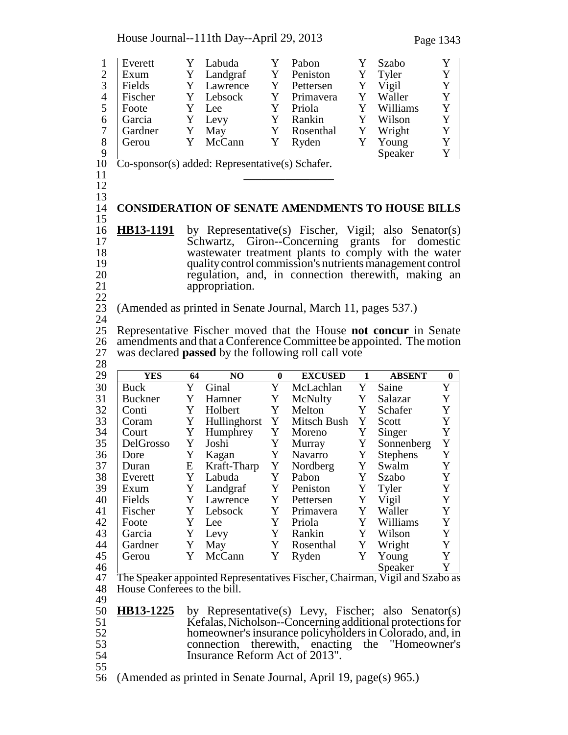| Everett | Y | Labuda | Y | Pabon | Y | Szabo | Y |
|---|---|---|---|---|---|---|---|
| Exum | Y | Landgraf | Y | Peniston | Y | Tyler | Y |
| Fields | Y | Lawrence | Y | Pettersen | Y | Vigil | Y |
| Fischer | Y | Lebsock | Y | Primavera | Y | Waller | Y |
| Foote | Y | Lee | Y | Priola | Y | Williams | Y |
| Garcia | Y | Levy | Y | Rankin | Y | Wilson | Y |
| Gardner | Y | May | Y | Rosenthal | Y | Wright | Y |
| Gerou | Y | McCann | Y | Ryden | Y | Young | Y |
| | | | | | | Speaker | Y |

Co-sponsor(s) added: Representative(s) Schafer.

## CONSIDERATION OF SENATE AMENDMENTS TO HOUSE BILLS

**HB13-1191** by Representative(s) Fischer, Vigil; also Senator(s) Schwartz, Giron--Concerning grants for domestic wastewater treatment plants to comply with the water quality control commission's nutrients management control regulation, and, in connection therewith, making an appropriation.

(Amended as printed in Senate Journal, March 11, pages 537.)

Representative Fischer moved that the House **not concur** in Senate amendments and that a Conference Committee be appointed. The motion was declared **passed** by the following roll call vote

| YES | 64 | NO | 0 | EXCUSED | 1 | ABSENT | 0 |
|---|---|---|---|---|---|---|---|
| Buck | Y | Ginal | Y | McLachlan | Y | Saine | Y |
| Buckner | Y | Hamner | Y | McNulty | Y | Salazar | Y |
| Conti | Y | Holbert | Y | Melton | Y | Schafer | Y |
| Coram | Y | Hullinghorst | Y | Mitsch Bush | Y | Scott | Y |
| Court | Y | Humphrey | Y | Moreno | Y | Singer | Y |
| DelGrosso | Y | Joshi | Y | Murray | Y | Sonnenberg | Y |
| Dore | Y | Kagan | Y | Navarro | Y | Stephens | Y |
| Duran | E | Kraft-Tharp | Y | Nordberg | Y | Swalm | Y |
| Everett | Y | Labuda | Y | Pabon | Y | Szabo | Y |
| Exum | Y | Landgraf | Y | Peniston | Y | Tyler | Y |
| Fields | Y | Lawrence | Y | Pettersen | Y | Vigil | Y |
| Fischer | Y | Lebsock | Y | Primavera | Y | Waller | Y |
| Foote | Y | Lee | Y | Priola | Y | Williams | Y |
| Garcia | Y | Levy | Y | Rankin | Y | Wilson | Y |
| Gardner | Y | May | Y | Rosenthal | Y | Wright | Y |
| Gerou | Y | McCann | Y | Ryden | Y | Young | Y |
| | | | | | | Speaker | Y |

The Speaker appointed Representatives Fischer, Chairman, Vigil and Szabo as House Conferees to the bill.

**HB13-1225** by Representative(s) Levy, Fischer; also Senator(s) Kefalas, Nicholson--Concerning additional protections for homeowner's insurance policyholders in Colorado, and, in connection therewith, enacting the "Homeowner's Insurance Reform Act of 2013".

(Amended as printed in Senate Journal, April 19, page(s) 965.)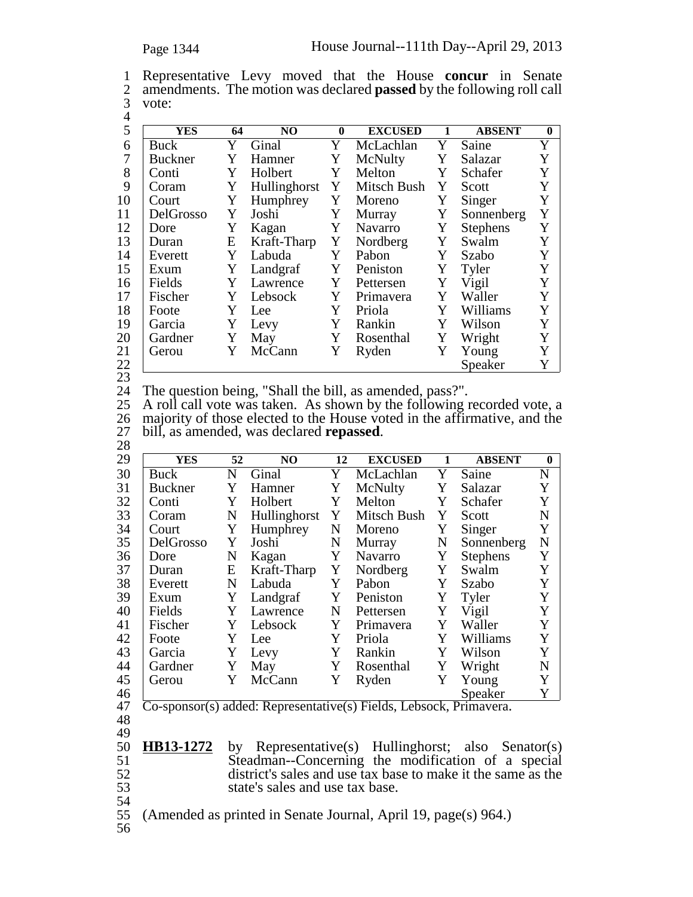Representative Levy moved that the House **concur** in Senate amendments. The motion was declared **passed** by the following roll call vote:

| YES | 64 | NO | 0 | EXCUSED | 1 | ABSENT | 0 |
|---|---|---|---|---|---|---|---|
| Buck | Y | Ginal | Y | McLachlan | Y | Saine | Y |
| Buckner | Y | Hamner | Y | McNulty | Y | Salazar | Y |
| Conti | Y | Holbert | Y | Melton | Y | Schafer | Y |
| Coram | Y | Hullinghorst | Y | Mitsch Bush | Y | Scott | Y |
| Court | Y | Humphrey | Y | Moreno | Y | Singer | Y |
| DelGrosso | Y | Joshi | Y | Murray | Y | Sonnenberg | Y |
| Dore | Y | Kagan | Y | Navarro | Y | Stephens | Y |
| Duran | E | Kraft-Tharp | Y | Nordberg | Y | Swalm | Y |
| Everett | Y | Labuda | Y | Pabon | Y | Szabo | Y |
| Exum | Y | Landgraf | Y | Peniston | Y | Tyler | Y |
| Fields | Y | Lawrence | Y | Pettersen | Y | Vigil | Y |
| Fischer | Y | Lebsock | Y | Primavera | Y | Waller | Y |
| Foote | Y | Lee | Y | Priola | Y | Williams | Y |
| Garcia | Y | Levy | Y | Rankin | Y | Wilson | Y |
| Gardner | Y | May | Y | Rosenthal | Y | Wright | Y |
| Gerou | Y | McCann | Y | Ryden | Y | Young | Y |
| | | | | | | Speaker | Y |

The question being, "Shall the bill, as amended, pass?". A roll call vote was taken. As shown by the following recorded vote, a majority of those elected to the House voted in the affirmative, and the bill, as amended, was declared **repassed**.

| YES | 52 | NO | 12 | EXCUSED | 1 | ABSENT | 0 |
|---|---|---|---|---|---|---|---|
| Buck | N | Ginal | Y | McLachlan | Y | Saine | N |
| Buckner | Y | Hamner | Y | McNulty | Y | Salazar | Y |
| Conti | Y | Holbert | Y | Melton | Y | Schafer | Y |
| Coram | N | Hullinghorst | Y | Mitsch Bush | Y | Scott | N |
| Court | Y | Humphrey | N | Moreno | Y | Singer | Y |
| DelGrosso | Y | Joshi | N | Murray | N | Sonnenberg | N |
| Dore | N | Kagan | Y | Navarro | Y | Stephens | Y |
| Duran | E | Kraft-Tharp | Y | Nordberg | Y | Swalm | Y |
| Everett | N | Labuda | Y | Pabon | Y | Szabo | Y |
| Exum | Y | Landgraf | Y | Peniston | Y | Tyler | Y |
| Fields | Y | Lawrence | N | Pettersen | Y | Vigil | Y |
| Fischer | Y | Lebsock | Y | Primavera | Y | Waller | Y |
| Foote | Y | Lee | Y | Priola | Y | Williams | Y |
| Garcia | Y | Levy | Y | Rankin | Y | Wilson | Y |
| Gardner | Y | May | Y | Rosenthal | Y | Wright | N |
| Gerou | Y | McCann | Y | Ryden | Y | Young | Y |
| | | | | | | Speaker | Y |

Co-sponsor(s) added: Representative(s) Fields, Lebsock, Primavera.

**HB13-1272** by Representative(s) Hullinghorst; also Senator(s) Steadman--Concerning the modification of a special district's sales and use tax base to make it the same as the state's sales and use tax base.

(Amended as printed in Senate Journal, April 19, page(s) 964.)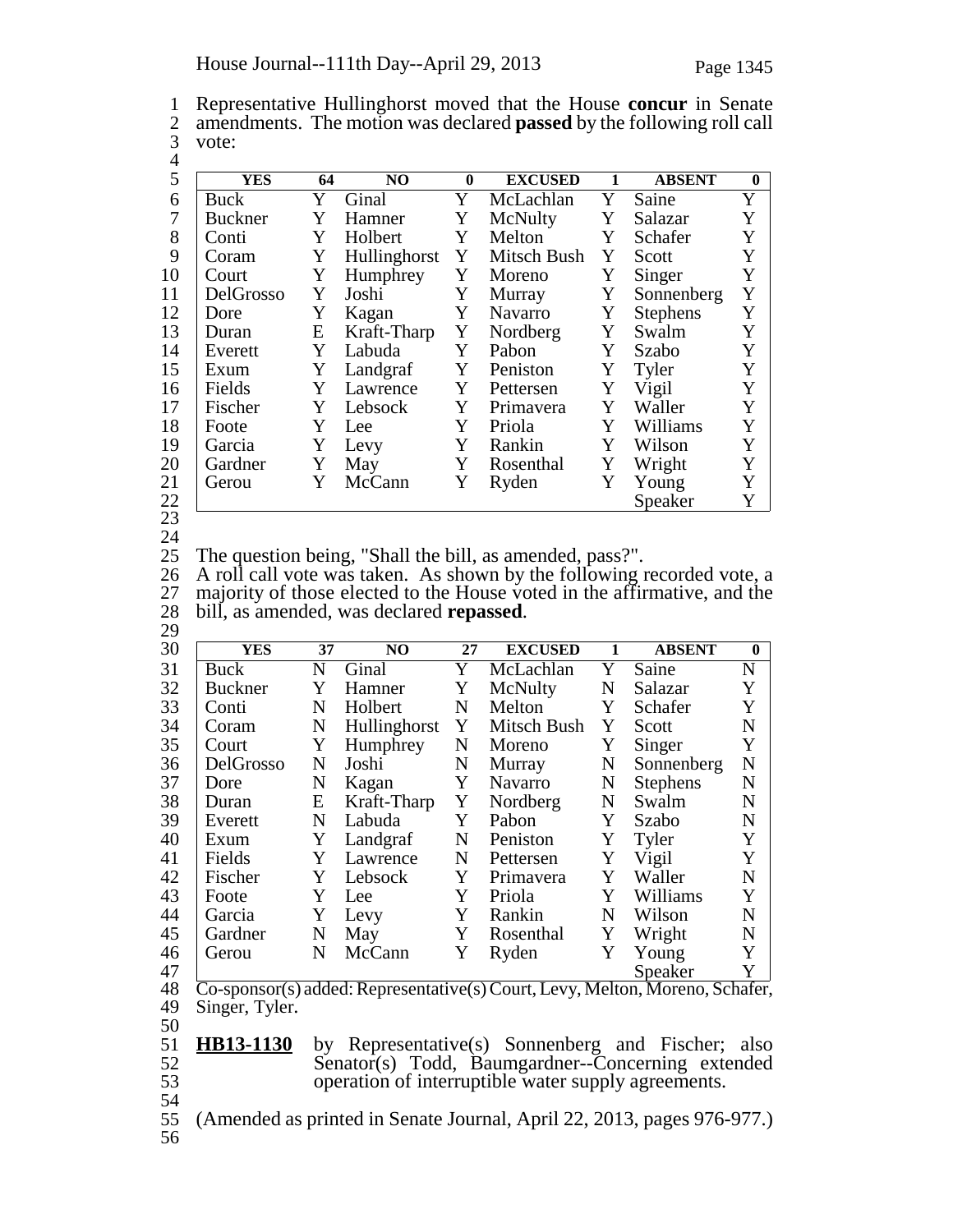Representative Hullinghorst moved that the House **concur** in Senate amendments. The motion was declared **passed** by the following roll call vote:

| YES | 64 | NO | 0 | EXCUSED | 1 | ABSENT | 0 |
|---|---|---|---|---|---|---|---|
| Buck | Y | Ginal | Y | McLachlan | Y | Saine | Y |
| Buckner | Y | Hamner | Y | McNulty | Y | Salazar | Y |
| Conti | Y | Holbert | Y | Melton | Y | Schafer | Y |
| Coram | Y | Hullinghorst | Y | Mitsch Bush | Y | Scott | Y |
| Court | Y | Humphrey | Y | Moreno | Y | Singer | Y |
| DelGrosso | Y | Joshi | Y | Murray | Y | Sonnenberg | Y |
| Dore | Y | Kagan | Y | Navarro | Y | Stephens | Y |
| Duran | E | Kraft-Tharp | Y | Nordberg | Y | Swalm | Y |
| Everett | Y | Labuda | Y | Pabon | Y | Szabo | Y |
| Exum | Y | Landgraf | Y | Peniston | Y | Tyler | Y |
| Fields | Y | Lawrence | Y | Pettersen | Y | Vigil | Y |
| Fischer | Y | Lebsock | Y | Primavera | Y | Waller | Y |
| Foote | Y | Lee | Y | Priola | Y | Williams | Y |
| Garcia | Y | Levy | Y | Rankin | Y | Wilson | Y |
| Gardner | Y | May | Y | Rosenthal | Y | Wright | Y |
| Gerou | Y | McCann | Y | Ryden | Y | Young | Y |
| | | | | | | Speaker | Y |

The question being, "Shall the bill, as amended, pass?".
A roll call vote was taken. As shown by the following recorded vote, a majority of those elected to the House voted in the affirmative, and the bill, as amended, was declared **repassed**.

| YES | 37 | NO | 27 | EXCUSED | 1 | ABSENT | 0 |
|---|---|---|---|---|---|---|---|
| Buck | N | Ginal | Y | McLachlan | Y | Saine | N |
| Buckner | Y | Hamner | Y | McNulty | N | Salazar | Y |
| Conti | N | Holbert | N | Melton | Y | Schafer | Y |
| Coram | N | Hullinghorst | Y | Mitsch Bush | Y | Scott | N |
| Court | Y | Humphrey | N | Moreno | Y | Singer | Y |
| DelGrosso | N | Joshi | N | Murray | N | Sonnenberg | N |
| Dore | N | Kagan | Y | Navarro | N | Stephens | N |
| Duran | E | Kraft-Tharp | Y | Nordberg | N | Swalm | N |
| Everett | N | Labuda | Y | Pabon | Y | Szabo | N |
| Exum | Y | Landgraf | N | Peniston | Y | Tyler | Y |
| Fields | Y | Lawrence | N | Pettersen | Y | Vigil | Y |
| Fischer | Y | Lebsock | Y | Primavera | Y | Waller | N |
| Foote | Y | Lee | Y | Priola | Y | Williams | Y |
| Garcia | Y | Levy | Y | Rankin | N | Wilson | N |
| Gardner | N | May | Y | Rosenthal | Y | Wright | N |
| Gerou | N | McCann | Y | Ryden | Y | Young | Y |
| | | | | | | Speaker | Y |

Co-sponsor(s) added: Representative(s) Court, Levy, Melton, Moreno, Schafer, Singer, Tyler.

**HB13-1130** by Representative(s) Sonnenberg and Fischer; also Senator(s) Todd, Baumgardner--Concerning extended operation of interruptible water supply agreements.

(Amended as printed in Senate Journal, April 22, 2013, pages 976-977.)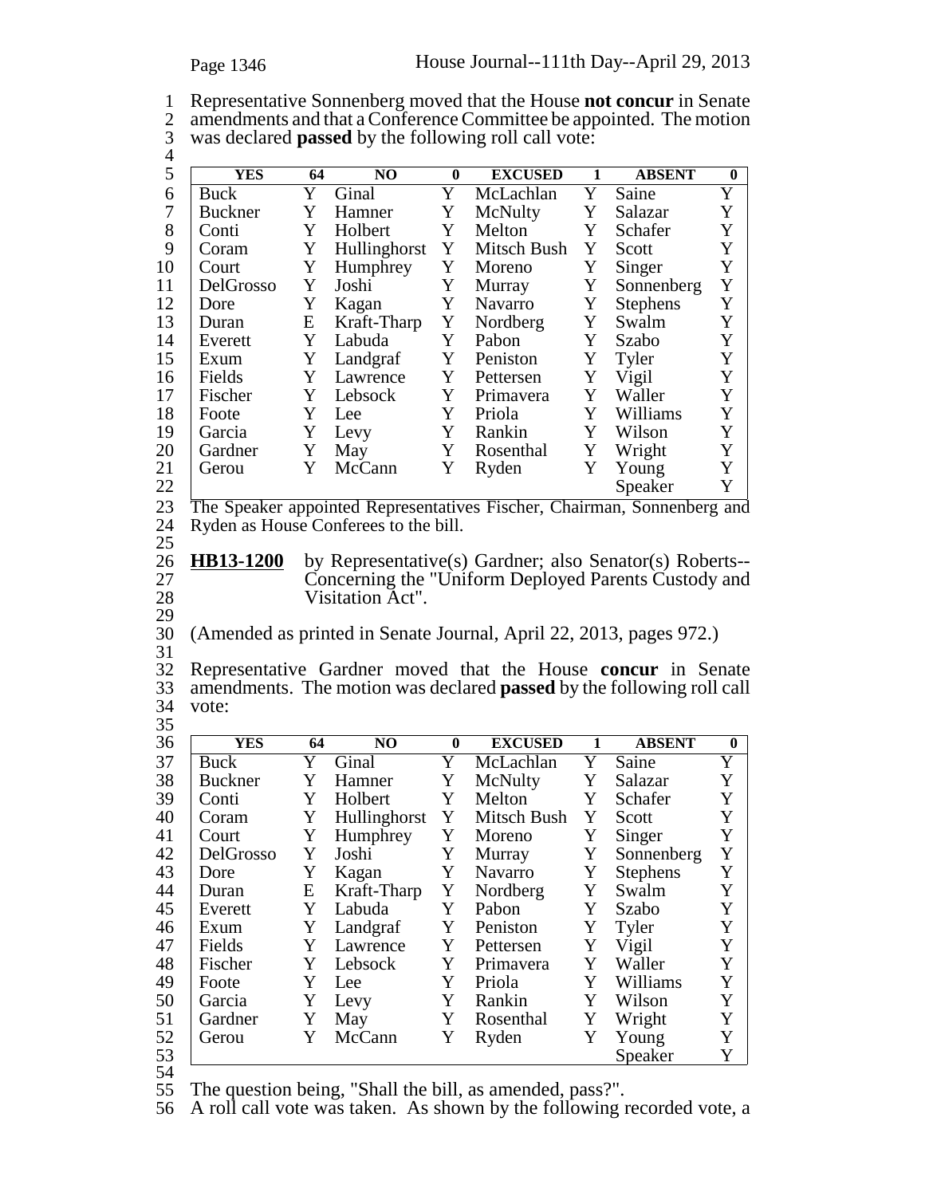Representative Sonnenberg moved that the House **not concur** in Senate amendments and that a Conference Committee be appointed. The motion was declared **passed** by the following roll call vote:

| YES | 64 | NO | 0 | EXCUSED | 1 | ABSENT | 0 |
|---|---|---|---|---|---|---|---|
| Buck | Y | Ginal | Y | McLachlan | Y | Saine | Y |
| Buckner | Y | Hamner | Y | McNulty | Y | Salazar | Y |
| Conti | Y | Holbert | Y | Melton | Y | Schafer | Y |
| Coram | Y | Hullinghorst | Y | Mitsch Bush | Y | Scott | Y |
| Court | Y | Humphrey | Y | Moreno | Y | Singer | Y |
| DelGrosso | Y | Joshi | Y | Murray | Y | Sonnenberg | Y |
| Dore | Y | Kagan | Y | Navarro | Y | Stephens | Y |
| Duran | E | Kraft-Tharp | Y | Nordberg | Y | Swalm | Y |
| Everett | Y | Labuda | Y | Pabon | Y | Szabo | Y |
| Exum | Y | Landgraf | Y | Peniston | Y | Tyler | Y |
| Fields | Y | Lawrence | Y | Pettersen | Y | Vigil | Y |
| Fischer | Y | Lebsock | Y | Primavera | Y | Waller | Y |
| Foote | Y | Lee | Y | Priola | Y | Williams | Y |
| Garcia | Y | Levy | Y | Rankin | Y | Wilson | Y |
| Gardner | Y | May | Y | Rosenthal | Y | Wright | Y |
| Gerou | Y | McCann | Y | Ryden | Y | Young | Y |
| | | | | | | Speaker | Y |

The Speaker appointed Representatives Fischer, Chairman, Sonnenberg and Ryden as House Conferees to the bill.

**HB13-1200** by Representative(s) Gardner; also Senator(s) Roberts--Concerning the "Uniform Deployed Parents Custody and Visitation Act".

(Amended as printed in Senate Journal, April 22, 2013, pages 972.)

Representative Gardner moved that the House **concur** in Senate amendments. The motion was declared **passed** by the following roll call vote:

| YES | 64 | NO | 0 | EXCUSED | 1 | ABSENT | 0 |
|---|---|---|---|---|---|---|---|
| Buck | Y | Ginal | Y | McLachlan | Y | Saine | Y |
| Buckner | Y | Hamner | Y | McNulty | Y | Salazar | Y |
| Conti | Y | Holbert | Y | Melton | Y | Schafer | Y |
| Coram | Y | Hullinghorst | Y | Mitsch Bush | Y | Scott | Y |
| Court | Y | Humphrey | Y | Moreno | Y | Singer | Y |
| DelGrosso | Y | Joshi | Y | Murray | Y | Sonnenberg | Y |
| Dore | Y | Kagan | Y | Navarro | Y | Stephens | Y |
| Duran | E | Kraft-Tharp | Y | Nordberg | Y | Swalm | Y |
| Everett | Y | Labuda | Y | Pabon | Y | Szabo | Y |
| Exum | Y | Landgraf | Y | Peniston | Y | Tyler | Y |
| Fields | Y | Lawrence | Y | Pettersen | Y | Vigil | Y |
| Fischer | Y | Lebsock | Y | Primavera | Y | Waller | Y |
| Foote | Y | Lee | Y | Priola | Y | Williams | Y |
| Garcia | Y | Levy | Y | Rankin | Y | Wilson | Y |
| Gardner | Y | May | Y | Rosenthal | Y | Wright | Y |
| Gerou | Y | McCann | Y | Ryden | Y | Young | Y |
| | | | | | | Speaker | Y |

The question being, "Shall the bill, as amended, pass?".
A roll call vote was taken. As shown by the following recorded vote, a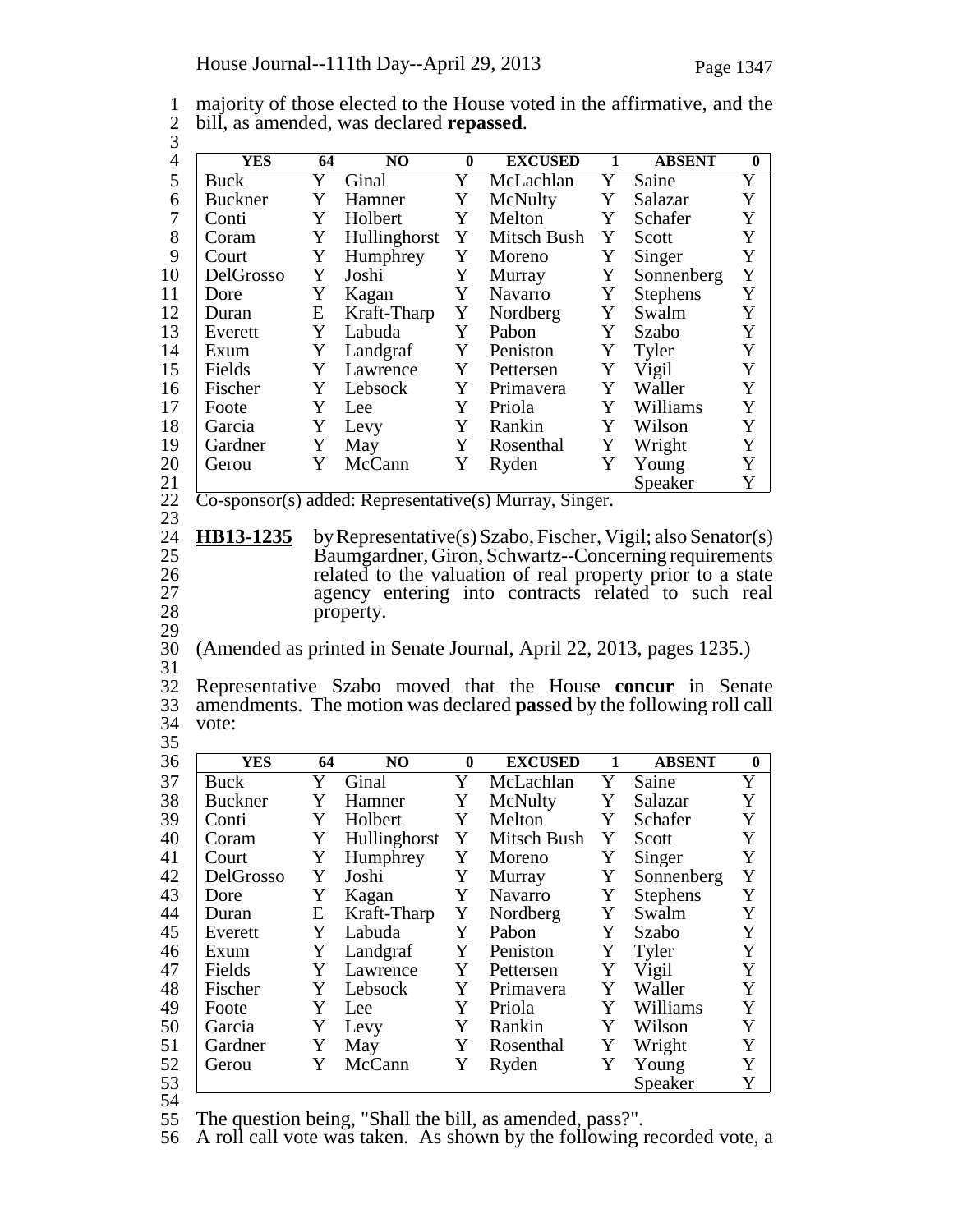majority of those elected to the House voted in the affirmative, and the bill, as amended, was declared **repassed**.

| YES | 64 | NO | 0 | EXCUSED | 1 | ABSENT | 0 |
|---|---|---|---|---|---|---|---|
| Buck | Y | Ginal | Y | McLachlan | Y | Saine | Y |
| Buckner | Y | Hamner | Y | McNulty | Y | Salazar | Y |
| Conti | Y | Holbert | Y | Melton | Y | Schafer | Y |
| Coram | Y | Hullinghorst | Y | Mitsch Bush | Y | Scott | Y |
| Court | Y | Humphrey | Y | Moreno | Y | Singer | Y |
| DelGrosso | Y | Joshi | Y | Murray | Y | Sonnenberg | Y |
| Dore | Y | Kagan | Y | Navarro | Y | Stephens | Y |
| Duran | E | Kraft-Tharp | Y | Nordberg | Y | Swalm | Y |
| Everett | Y | Labuda | Y | Pabon | Y | Szabo | Y |
| Exum | Y | Landgraf | Y | Peniston | Y | Tyler | Y |
| Fields | Y | Lawrence | Y | Pettersen | Y | Vigil | Y |
| Fischer | Y | Lebsock | Y | Primavera | Y | Waller | Y |
| Foote | Y | Lee | Y | Priola | Y | Williams | Y |
| Garcia | Y | Levy | Y | Rankin | Y | Wilson | Y |
| Gardner | Y | May | Y | Rosenthal | Y | Wright | Y |
| Gerou | Y | McCann | Y | Ryden | Y | Young | Y |
| | | | | | | Speaker | Y |

Co-sponsor(s) added: Representative(s) Murray, Singer.

**HB13-1235** by Representative(s) Szabo, Fischer, Vigil; also Senator(s) Baumgardner, Giron, Schwartz--Concerning requirements related to the valuation of real property prior to a state agency entering into contracts related to such real property.

(Amended as printed in Senate Journal, April 22, 2013, pages 1235.)

Representative Szabo moved that the House **concur** in Senate amendments. The motion was declared **passed** by the following roll call vote:

| YES | 64 | NO | 0 | EXCUSED | 1 | ABSENT | 0 |
|---|---|---|---|---|---|---|---|
| Buck | Y | Ginal | Y | McLachlan | Y | Saine | Y |
| Buckner | Y | Hamner | Y | McNulty | Y | Salazar | Y |
| Conti | Y | Holbert | Y | Melton | Y | Schafer | Y |
| Coram | Y | Hullinghorst | Y | Mitsch Bush | Y | Scott | Y |
| Court | Y | Humphrey | Y | Moreno | Y | Singer | Y |
| DelGrosso | Y | Joshi | Y | Murray | Y | Sonnenberg | Y |
| Dore | Y | Kagan | Y | Navarro | Y | Stephens | Y |
| Duran | E | Kraft-Tharp | Y | Nordberg | Y | Swalm | Y |
| Everett | Y | Labuda | Y | Pabon | Y | Szabo | Y |
| Exum | Y | Landgraf | Y | Peniston | Y | Tyler | Y |
| Fields | Y | Lawrence | Y | Pettersen | Y | Vigil | Y |
| Fischer | Y | Lebsock | Y | Primavera | Y | Waller | Y |
| Foote | Y | Lee | Y | Priola | Y | Williams | Y |
| Garcia | Y | Levy | Y | Rankin | Y | Wilson | Y |
| Gardner | Y | May | Y | Rosenthal | Y | Wright | Y |
| Gerou | Y | McCann | Y | Ryden | Y | Young | Y |
| | | | | | | Speaker | Y |

The question being, "Shall the bill, as amended, pass?".
A roll call vote was taken. As shown by the following recorded vote, a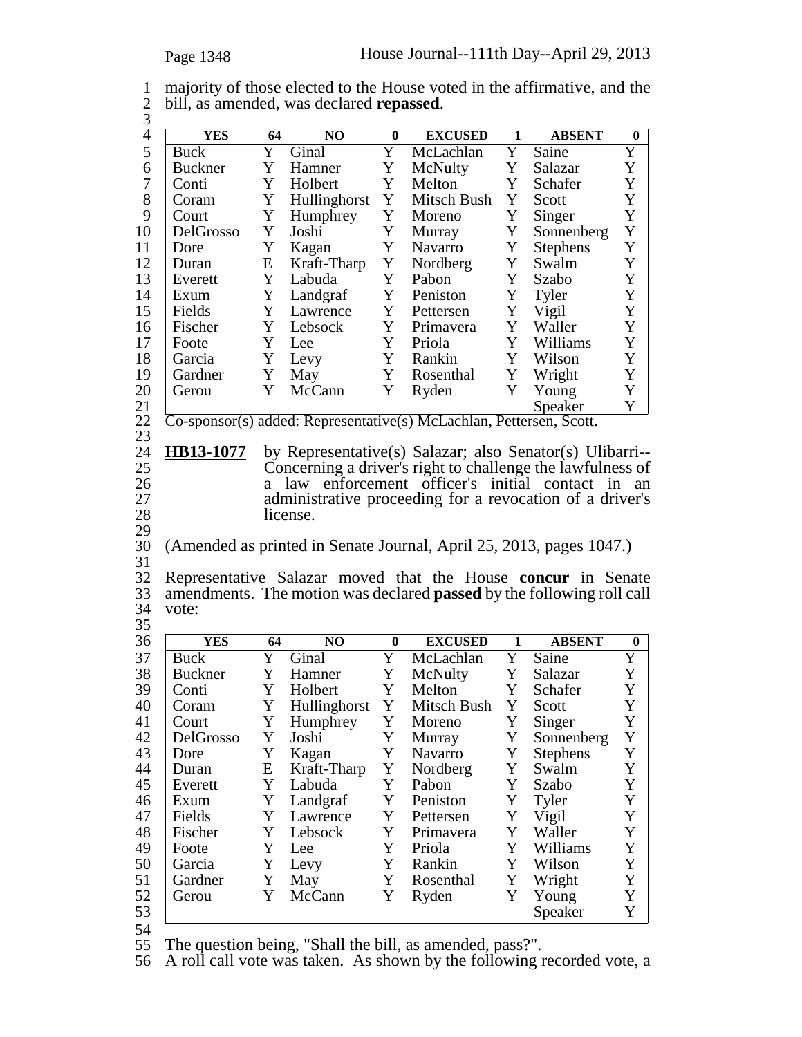majority of those elected to the House voted in the affirmative, and the bill, as amended, was declared **repassed**.

| YES | 64 | NO | 0 | EXCUSED | 1 | ABSENT | 0 |
|---|---|---|---|---|---|---|---|
| Buck | Y | Ginal | Y | McLachlan | Y | Saine | Y |
| Buckner | Y | Hamner | Y | McNulty | Y | Salazar | Y |
| Conti | Y | Holbert | Y | Melton | Y | Schafer | Y |
| Coram | Y | Hullinghorst | Y | Mitsch Bush | Y | Scott | Y |
| Court | Y | Humphrey | Y | Moreno | Y | Singer | Y |
| DelGrosso | Y | Joshi | Y | Murray | Y | Sonnenberg | Y |
| Dore | Y | Kagan | Y | Navarro | Y | Stephens | Y |
| Duran | E | Kraft-Tharp | Y | Nordberg | Y | Swalm | Y |
| Everett | Y | Labuda | Y | Pabon | Y | Szabo | Y |
| Exum | Y | Landgraf | Y | Peniston | Y | Tyler | Y |
| Fields | Y | Lawrence | Y | Pettersen | Y | Vigil | Y |
| Fischer | Y | Lebsock | Y | Primavera | Y | Waller | Y |
| Foote | Y | Lee | Y | Priola | Y | Williams | Y |
| Garcia | Y | Levy | Y | Rankin | Y | Wilson | Y |
| Gardner | Y | May | Y | Rosenthal | Y | Wright | Y |
| Gerou | Y | McCann | Y | Ryden | Y | Young | Y |
| | | | | | | Speaker | Y |

Co-sponsor(s) added: Representative(s) McLachlan, Pettersen, Scott.

**HB13-1077** by Representative(s) Salazar; also Senator(s) Ulibarri--Concerning a driver's right to challenge the lawfulness of a law enforcement officer's initial contact in an administrative proceeding for a revocation of a driver's license.

(Amended as printed in Senate Journal, April 25, 2013, pages 1047.)

Representative Salazar moved that the House **concur** in Senate amendments. The motion was declared **passed** by the following roll call vote:

| YES | 64 | NO | 0 | EXCUSED | 1 | ABSENT | 0 |
|---|---|---|---|---|---|---|---|
| Buck | Y | Ginal | Y | McLachlan | Y | Saine | Y |
| Buckner | Y | Hamner | Y | McNulty | Y | Salazar | Y |
| Conti | Y | Holbert | Y | Melton | Y | Schafer | Y |
| Coram | Y | Hullinghorst | Y | Mitsch Bush | Y | Scott | Y |
| Court | Y | Humphrey | Y | Moreno | Y | Singer | Y |
| DelGrosso | Y | Joshi | Y | Murray | Y | Sonnenberg | Y |
| Dore | Y | Kagan | Y | Navarro | Y | Stephens | Y |
| Duran | E | Kraft-Tharp | Y | Nordberg | Y | Swalm | Y |
| Everett | Y | Labuda | Y | Pabon | Y | Szabo | Y |
| Exum | Y | Landgraf | Y | Peniston | Y | Tyler | Y |
| Fields | Y | Lawrence | Y | Pettersen | Y | Vigil | Y |
| Fischer | Y | Lebsock | Y | Primavera | Y | Waller | Y |
| Foote | Y | Lee | Y | Priola | Y | Williams | Y |
| Garcia | Y | Levy | Y | Rankin | Y | Wilson | Y |
| Gardner | Y | May | Y | Rosenthal | Y | Wright | Y |
| Gerou | Y | McCann | Y | Ryden | Y | Young | Y |
| | | | | | | Speaker | Y |

The question being, "Shall the bill, as amended, pass?".
A roll call vote was taken. As shown by the following recorded vote, a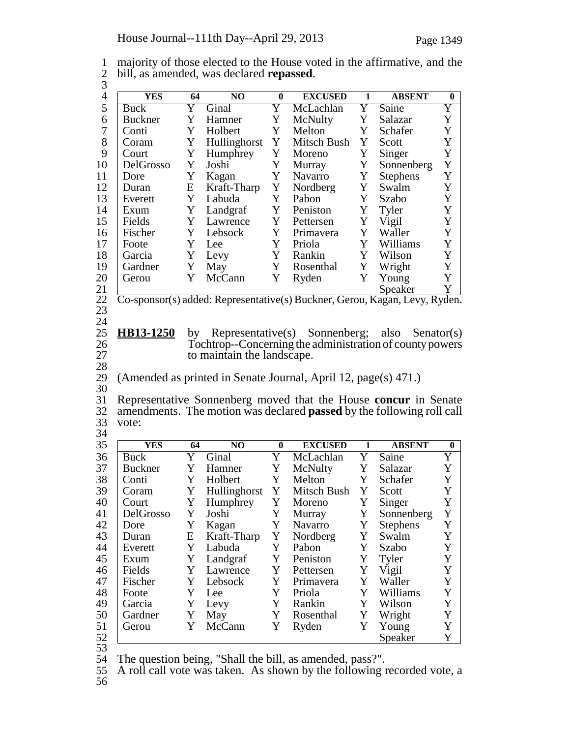majority of those elected to the House voted in the affirmative, and the bill, as amended, was declared **repassed**.

| YES | 64 | NO | 0 | EXCUSED | 1 | ABSENT | 0 |
|---|---|---|---|---|---|---|---|
| Buck | Y | Ginal | Y | McLachlan | Y | Saine | Y |
| Buckner | Y | Hamner | Y | McNulty | Y | Salazar | Y |
| Conti | Y | Holbert | Y | Melton | Y | Schafer | Y |
| Coram | Y | Hullinghorst | Y | Mitsch Bush | Y | Scott | Y |
| Court | Y | Humphrey | Y | Moreno | Y | Singer | Y |
| DelGrosso | Y | Joshi | Y | Murray | Y | Sonnenberg | Y |
| Dore | Y | Kagan | Y | Navarro | Y | Stephens | Y |
| Duran | E | Kraft-Tharp | Y | Nordberg | Y | Swalm | Y |
| Everett | Y | Labuda | Y | Pabon | Y | Szabo | Y |
| Exum | Y | Landgraf | Y | Peniston | Y | Tyler | Y |
| Fields | Y | Lawrence | Y | Pettersen | Y | Vigil | Y |
| Fischer | Y | Lebsock | Y | Primavera | Y | Waller | Y |
| Foote | Y | Lee | Y | Priola | Y | Williams | Y |
| Garcia | Y | Levy | Y | Rankin | Y | Wilson | Y |
| Gardner | Y | May | Y | Rosenthal | Y | Wright | Y |
| Gerou | Y | McCann | Y | Ryden | Y | Young | Y |
| | | | | | | Speaker | Y |

Co-sponsor(s) added: Representative(s) Buckner, Gerou, Kagan, Levy, Ryden.

**HB13-1250** by Representative(s) Sonnenberg; also Senator(s) Tochtrop--Concerning the administration of county powers to maintain the landscape.

(Amended as printed in Senate Journal, April 12, page(s) 471.)

Representative Sonnenberg moved that the House **concur** in Senate amendments. The motion was declared **passed** by the following roll call vote:

| YES | 64 | NO | 0 | EXCUSED | 1 | ABSENT | 0 |
|---|---|---|---|---|---|---|---|
| Buck | Y | Ginal | Y | McLachlan | Y | Saine | Y |
| Buckner | Y | Hamner | Y | McNulty | Y | Salazar | Y |
| Conti | Y | Holbert | Y | Melton | Y | Schafer | Y |
| Coram | Y | Hullinghorst | Y | Mitsch Bush | Y | Scott | Y |
| Court | Y | Humphrey | Y | Moreno | Y | Singer | Y |
| DelGrosso | Y | Joshi | Y | Murray | Y | Sonnenberg | Y |
| Dore | Y | Kagan | Y | Navarro | Y | Stephens | Y |
| Duran | E | Kraft-Tharp | Y | Nordberg | Y | Swalm | Y |
| Everett | Y | Labuda | Y | Pabon | Y | Szabo | Y |
| Exum | Y | Landgraf | Y | Peniston | Y | Tyler | Y |
| Fields | Y | Lawrence | Y | Pettersen | Y | Vigil | Y |
| Fischer | Y | Lebsock | Y | Primavera | Y | Waller | Y |
| Foote | Y | Lee | Y | Priola | Y | Williams | Y |
| Garcia | Y | Levy | Y | Rankin | Y | Wilson | Y |
| Gardner | Y | May | Y | Rosenthal | Y | Wright | Y |
| Gerou | Y | McCann | Y | Ryden | Y | Young | Y |
| | | | | | | Speaker | Y |

The question being, "Shall the bill, as amended, pass?".
A roll call vote was taken. As shown by the following recorded vote, a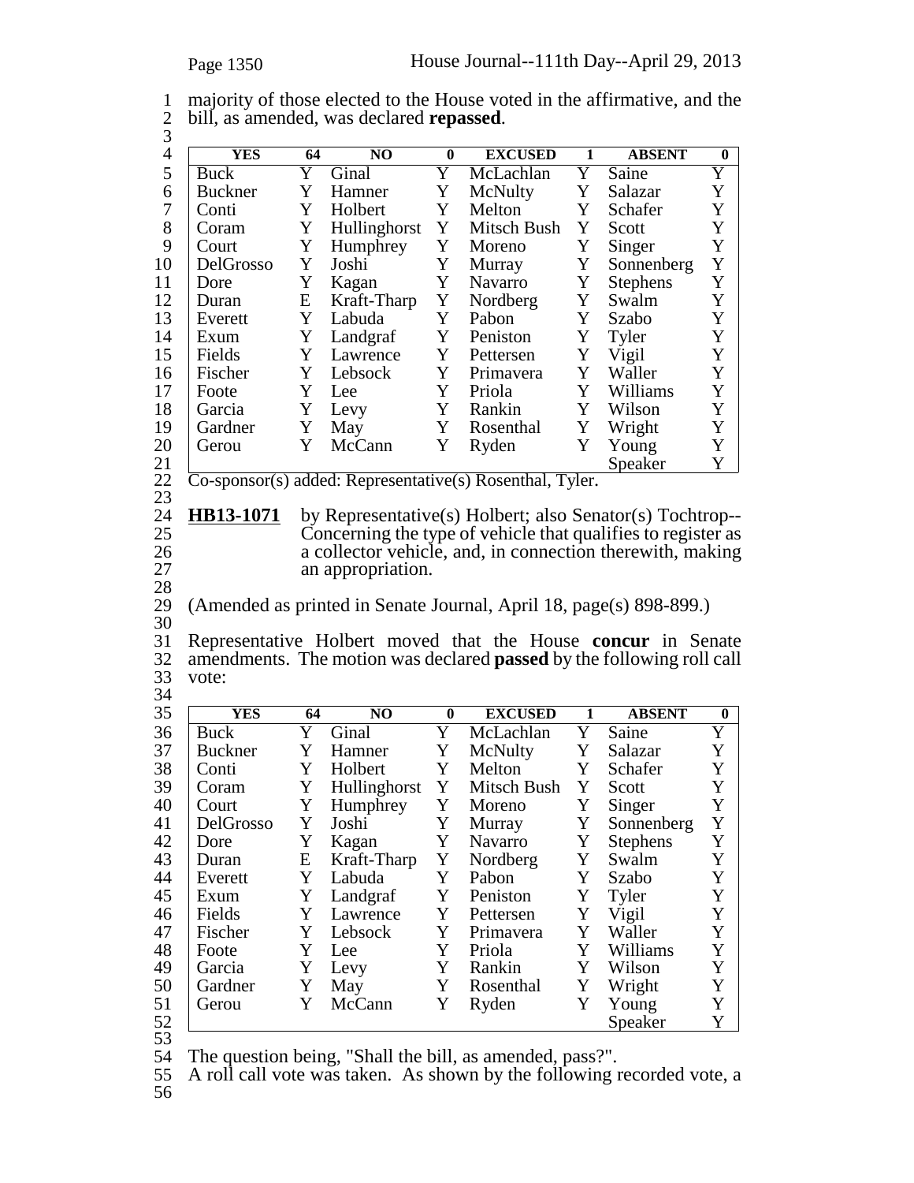majority of those elected to the House voted in the affirmative, and the bill, as amended, was declared **repassed**.

| YES | 64 | NO | 0 | EXCUSED | 1 | ABSENT | 0 |
|---|---|---|---|---|---|---|---|
| Buck | Y | Ginal | Y | McLachlan | Y | Saine | Y |
| Buckner | Y | Hamner | Y | McNulty | Y | Salazar | Y |
| Conti | Y | Holbert | Y | Melton | Y | Schafer | Y |
| Coram | Y | Hullinghorst | Y | Mitsch Bush | Y | Scott | Y |
| Court | Y | Humphrey | Y | Moreno | Y | Singer | Y |
| DelGrosso | Y | Joshi | Y | Murray | Y | Sonnenberg | Y |
| Dore | Y | Kagan | Y | Navarro | Y | Stephens | Y |
| Duran | E | Kraft-Tharp | Y | Nordberg | Y | Swalm | Y |
| Everett | Y | Labuda | Y | Pabon | Y | Szabo | Y |
| Exum | Y | Landgraf | Y | Peniston | Y | Tyler | Y |
| Fields | Y | Lawrence | Y | Pettersen | Y | Vigil | Y |
| Fischer | Y | Lebsock | Y | Primavera | Y | Waller | Y |
| Foote | Y | Lee | Y | Priola | Y | Williams | Y |
| Garcia | Y | Levy | Y | Rankin | Y | Wilson | Y |
| Gardner | Y | May | Y | Rosenthal | Y | Wright | Y |
| Gerou | Y | McCann | Y | Ryden | Y | Young | Y |
| | | | | | | Speaker | Y |

Co-sponsor(s) added: Representative(s) Rosenthal, Tyler.

**HB13-1071** by Representative(s) Holbert; also Senator(s) Tochtrop--Concerning the type of vehicle that qualifies to register as a collector vehicle, and, in connection therewith, making an appropriation.

(Amended as printed in Senate Journal, April 18, page(s) 898-899.)

Representative Holbert moved that the House **concur** in Senate amendments. The motion was declared **passed** by the following roll call vote:

| YES | 64 | NO | 0 | EXCUSED | 1 | ABSENT | 0 |
|---|---|---|---|---|---|---|---|
| Buck | Y | Ginal | Y | McLachlan | Y | Saine | Y |
| Buckner | Y | Hamner | Y | McNulty | Y | Salazar | Y |
| Conti | Y | Holbert | Y | Melton | Y | Schafer | Y |
| Coram | Y | Hullinghorst | Y | Mitsch Bush | Y | Scott | Y |
| Court | Y | Humphrey | Y | Moreno | Y | Singer | Y |
| DelGrosso | Y | Joshi | Y | Murray | Y | Sonnenberg | Y |
| Dore | Y | Kagan | Y | Navarro | Y | Stephens | Y |
| Duran | E | Kraft-Tharp | Y | Nordberg | Y | Swalm | Y |
| Everett | Y | Labuda | Y | Pabon | Y | Szabo | Y |
| Exum | Y | Landgraf | Y | Peniston | Y | Tyler | Y |
| Fields | Y | Lawrence | Y | Pettersen | Y | Vigil | Y |
| Fischer | Y | Lebsock | Y | Primavera | Y | Waller | Y |
| Foote | Y | Lee | Y | Priola | Y | Williams | Y |
| Garcia | Y | Levy | Y | Rankin | Y | Wilson | Y |
| Gardner | Y | May | Y | Rosenthal | Y | Wright | Y |
| Gerou | Y | McCann | Y | Ryden | Y | Young | Y |
| | | | | | | Speaker | Y |

The question being, "Shall the bill, as amended, pass?".
A roll call vote was taken. As shown by the following recorded vote, a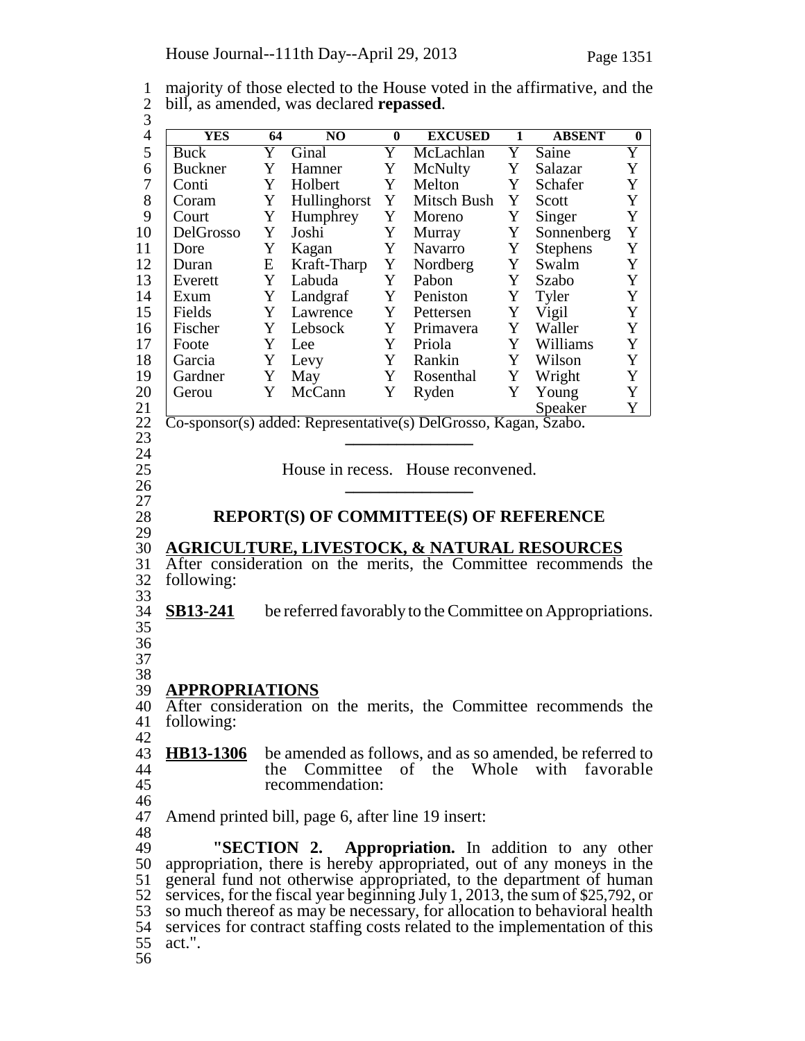majority of those elected to the House voted in the affirmative, and the bill, as amended, was declared **repassed**.

| YES | 64 | NO | 0 | EXCUSED | 1 | ABSENT | 0 |
|---|---|---|---|---|---|---|---|
| Buck | Y | Ginal | Y | McLachlan | Y | Saine | Y |
| Buckner | Y | Hamner | Y | McNulty | Y | Salazar | Y |
| Conti | Y | Holbert | Y | Melton | Y | Schafer | Y |
| Coram | Y | Hullinghorst | Y | Mitsch Bush | Y | Scott | Y |
| Court | Y | Humphrey | Y | Moreno | Y | Singer | Y |
| DelGrosso | Y | Joshi | Y | Murray | Y | Sonnenberg | Y |
| Dore | Y | Kagan | Y | Navarro | Y | Stephens | Y |
| Duran | E | Kraft-Tharp | Y | Nordberg | Y | Swalm | Y |
| Everett | Y | Labuda | Y | Pabon | Y | Szabo | Y |
| Exum | Y | Landgraf | Y | Peniston | Y | Tyler | Y |
| Fields | Y | Lawrence | Y | Pettersen | Y | Vigil | Y |
| Fischer | Y | Lebsock | Y | Primavera | Y | Waller | Y |
| Foote | Y | Lee | Y | Priola | Y | Williams | Y |
| Garcia | Y | Levy | Y | Rankin | Y | Wilson | Y |
| Gardner | Y | May | Y | Rosenthal | Y | Wright | Y |
| Gerou | Y | McCann | Y | Ryden | Y | Young | Y |
| | | | | | | Speaker | Y |

Co-sponsor(s) added: Representative(s) DelGrosso, Kagan, Szabo.

---

House in recess. House reconvened.

---

## REPORT(S) OF COMMITTEE(S) OF REFERENCE

**AGRICULTURE, LIVESTOCK, & NATURAL RESOURCES**

After consideration on the merits, the Committee recommends the following:

**SB13-241** be referred favorably to the Committee on Appropriations.

**APPROPRIATIONS**

After consideration on the merits, the Committee recommends the following:

**HB13-1306** be amended as follows, and as so amended, be referred to the Committee of the Whole with favorable recommendation:

Amend printed bill, page 6, after line 19 insert:

"**SECTION 2. Appropriation.** In addition to any other appropriation, there is hereby appropriated, out of any moneys in the general fund not otherwise appropriated, to the department of human services, for the fiscal year beginning July 1, 2013, the sum of $25,792, or so much thereof as may be necessary, for allocation to behavioral health services for contract staffing costs related to the implementation of this act.".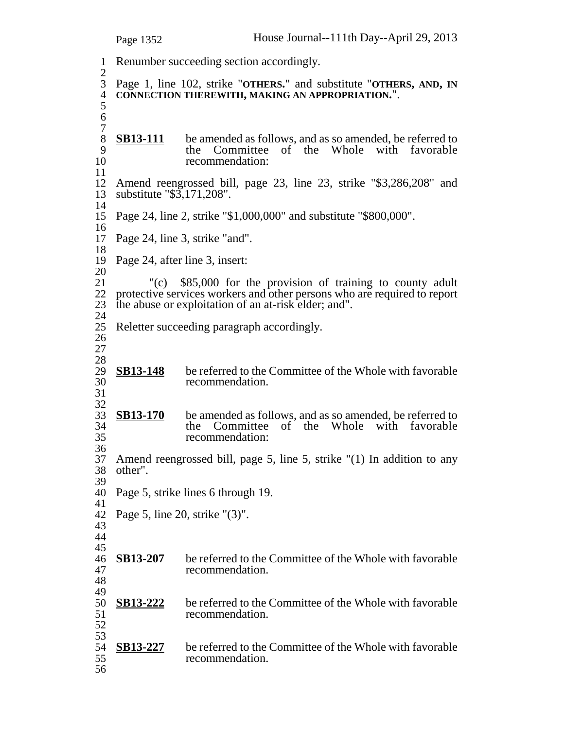Renumber succeeding section accordingly.

Page 1, line 102, strike "**OTHERS.**" and substitute "**OTHERS, AND, IN CONNECTION THEREWITH, MAKING AN APPROPRIATION.**".

**SB13-111** be amended as follows, and as so amended, be referred to the Committee of the Whole with favorable recommendation:

Amend reengrossed bill, page 23, line 23, strike "$3,286,208" and substitute "$3,171,208".

Page 24, line 2, strike "$1,000,000" and substitute "$800,000".

Page 24, line 3, strike "and".

Page 24, after line 3, insert:

"(c) $85,000 for the provision of training to county adult protective services workers and other persons who are required to report the abuse or exploitation of an at-risk elder; and".

Reletter succeeding paragraph accordingly.

**SB13-148** be referred to the Committee of the Whole with favorable recommendation.

**SB13-170** be amended as follows, and as so amended, be referred to the Committee of the Whole with favorable recommendation:

Amend reengrossed bill, page 5, line 5, strike "(1) In addition to any other".

Page 5, strike lines 6 through 19.

Page 5, line 20, strike "(3)".

**SB13-207** be referred to the Committee of the Whole with favorable recommendation.

**SB13-222** be referred to the Committee of the Whole with favorable recommendation.

**SB13-227** be referred to the Committee of the Whole with favorable recommendation.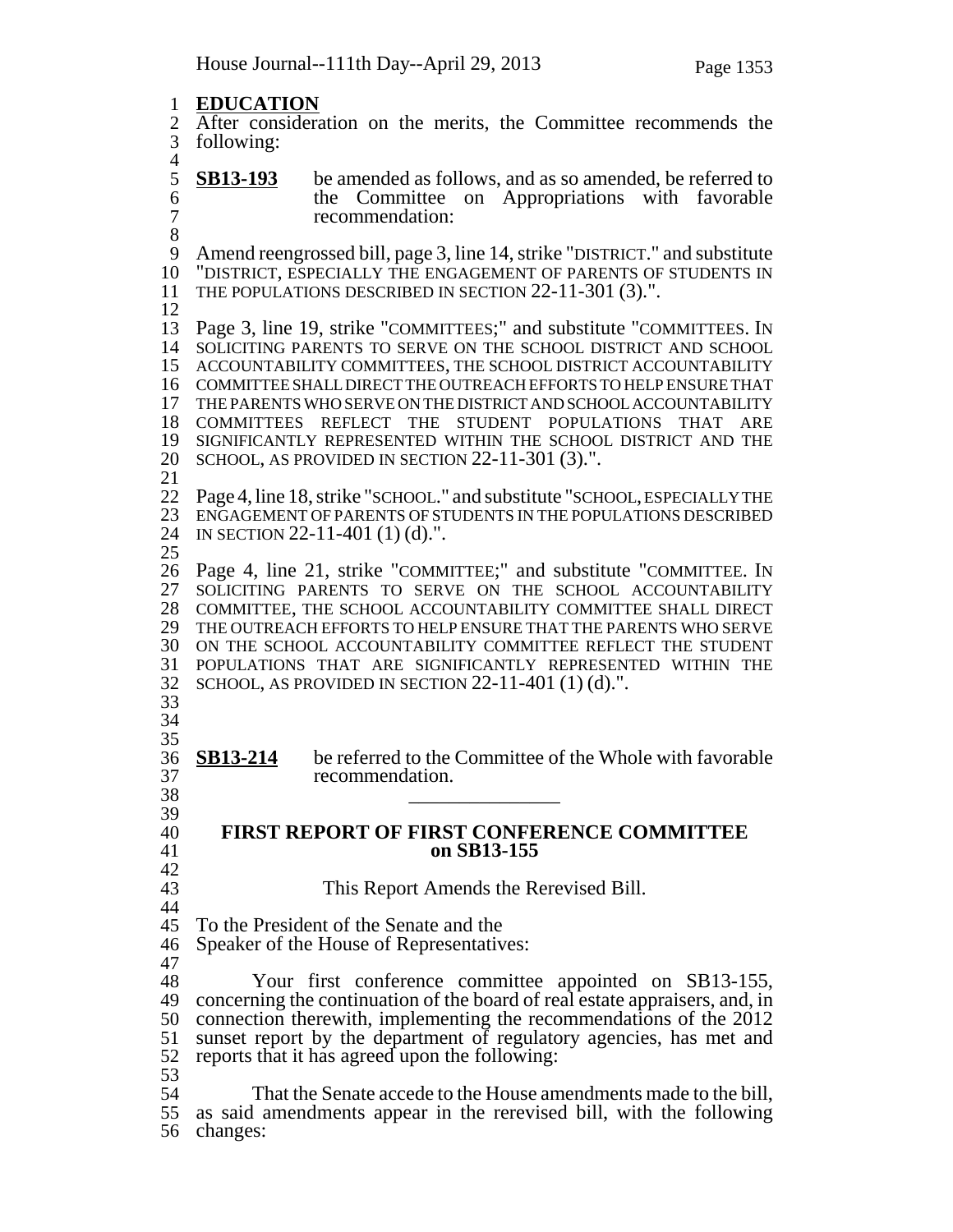**EDUCATION**

After consideration on the merits, the Committee recommends the following:

**SB13-193** be amended as follows, and as so amended, be referred to the Committee on Appropriations with favorable recommendation:

Amend reengrossed bill, page 3, line 14, strike "DISTRICT." and substitute "DISTRICT, ESPECIALLY THE ENGAGEMENT OF PARENTS OF STUDENTS IN THE POPULATIONS DESCRIBED IN SECTION 22-11-301 (3).".

Page 3, line 19, strike "COMMITTEES;" and substitute "COMMITTEES. IN SOLICITING PARENTS TO SERVE ON THE SCHOOL DISTRICT AND SCHOOL ACCOUNTABILITY COMMITTEES, THE SCHOOL DISTRICT ACCOUNTABILITY COMMITTEE SHALL DIRECT THE OUTREACH EFFORTS TO HELP ENSURE THAT THE PARENTS WHO SERVE ON THE DISTRICT AND SCHOOL ACCOUNTABILITY COMMITTEES REFLECT THE STUDENT POPULATIONS THAT ARE SIGNIFICANTLY REPRESENTED WITHIN THE SCHOOL DISTRICT AND THE SCHOOL, AS PROVIDED IN SECTION 22-11-301 (3).".

Page 4, line 18, strike "SCHOOL." and substitute "SCHOOL, ESPECIALLY THE ENGAGEMENT OF PARENTS OF STUDENTS IN THE POPULATIONS DESCRIBED IN SECTION 22-11-401 (1) (d).".

Page 4, line 21, strike "COMMITTEE;" and substitute "COMMITTEE. IN SOLICITING PARENTS TO SERVE ON THE SCHOOL ACCOUNTABILITY COMMITTEE, THE SCHOOL ACCOUNTABILITY COMMITTEE SHALL DIRECT THE OUTREACH EFFORTS TO HELP ENSURE THAT THE PARENTS WHO SERVE ON THE SCHOOL ACCOUNTABILITY COMMITTEE REFLECT THE STUDENT POPULATIONS THAT ARE SIGNIFICANTLY REPRESENTED WITHIN THE SCHOOL, AS PROVIDED IN SECTION 22-11-401 (1) (d).".

**SB13-214** be referred to the Committee of the Whole with favorable recommendation.

\_\_\_\_\_\_\_\_\_\_\_\_\_\_\_

## FIRST REPORT OF FIRST CONFERENCE COMMITTEE on SB13-155

This Report Amends the Rerevised Bill.

To the President of the Senate and the
Speaker of the House of Representatives:

Your first conference committee appointed on SB13-155, concerning the continuation of the board of real estate appraisers, and, in connection therewith, implementing the recommendations of the 2012 sunset report by the department of regulatory agencies, has met and reports that it has agreed upon the following:

That the Senate accede to the House amendments made to the bill, as said amendments appear in the rerevised bill, with the following changes: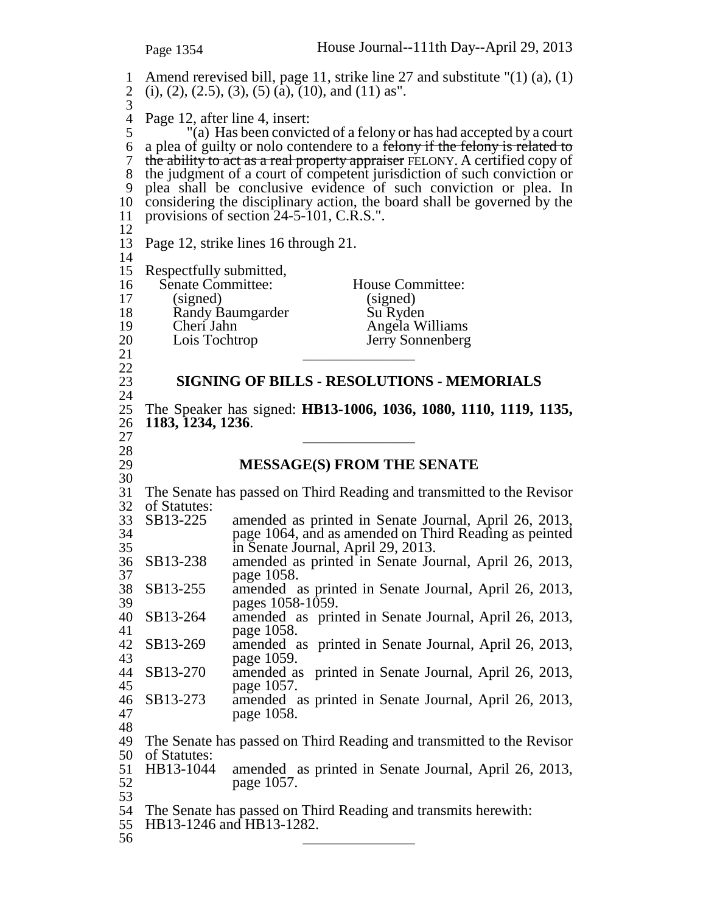Amend rerevised bill, page 11, strike line 27 and substitute "(1) (a), (1) (i), (2), (2.5), (3), (5) (a), (10), and (11) as".

Page 12, after line 4, insert:

"(a) Has been convicted of a felony or has had accepted by a court a plea of guilty or nolo contendere to a ~~felony if the felony is related to the ability to act as a real property appraiser~~ FELONY. A certified copy of the judgment of a court of competent jurisdiction of such conviction or plea shall be conclusive evidence of such conviction or plea. In considering the disciplinary action, the board shall be governed by the provisions of section 24-5-101, C.R.S.".

Page 12, strike lines 16 through 21.

Respectfully submitted,

| Senate Committee: | House Committee: |
|---|---|
| (signed) | (signed) |
| Randy Baumgarder | Su Ryden |
| Cheri Jahn | Angela Williams |
| Lois Tochtrop | Jerry Sonnenberg |

---

## SIGNING OF BILLS - RESOLUTIONS - MEMORIALS

The Speaker has signed: **HB13-1006, 1036, 1080, 1110, 1119, 1135, 1183, 1234, 1236**.

---

## MESSAGE(S) FROM THE SENATE

The Senate has passed on Third Reading and transmitted to the Revisor of Statutes:

| | |
|---|---|
| SB13-225 | amended as printed in Senate Journal, April 26, 2013, page 1064, and as amended on Third Reading as peinted in Senate Journal, April 29, 2013. |
| SB13-238 | amended as printed in Senate Journal, April 26, 2013, page 1058. |
| SB13-255 | amended as printed in Senate Journal, April 26, 2013, pages 1058-1059. |
| SB13-264 | amended as printed in Senate Journal, April 26, 2013, page 1058. |
| SB13-269 | amended as printed in Senate Journal, April 26, 2013, page 1059. |
| SB13-270 | amended as printed in Senate Journal, April 26, 2013, page 1057. |
| SB13-273 | amended as printed in Senate Journal, April 26, 2013, page 1058. |

The Senate has passed on Third Reading and transmitted to the Revisor of Statutes:

| | |
|---|---|
| HB13-1044 | amended as printed in Senate Journal, April 26, 2013, page 1057. |

The Senate has passed on Third Reading and transmits herewith: HB13-1246 and HB13-1282.

---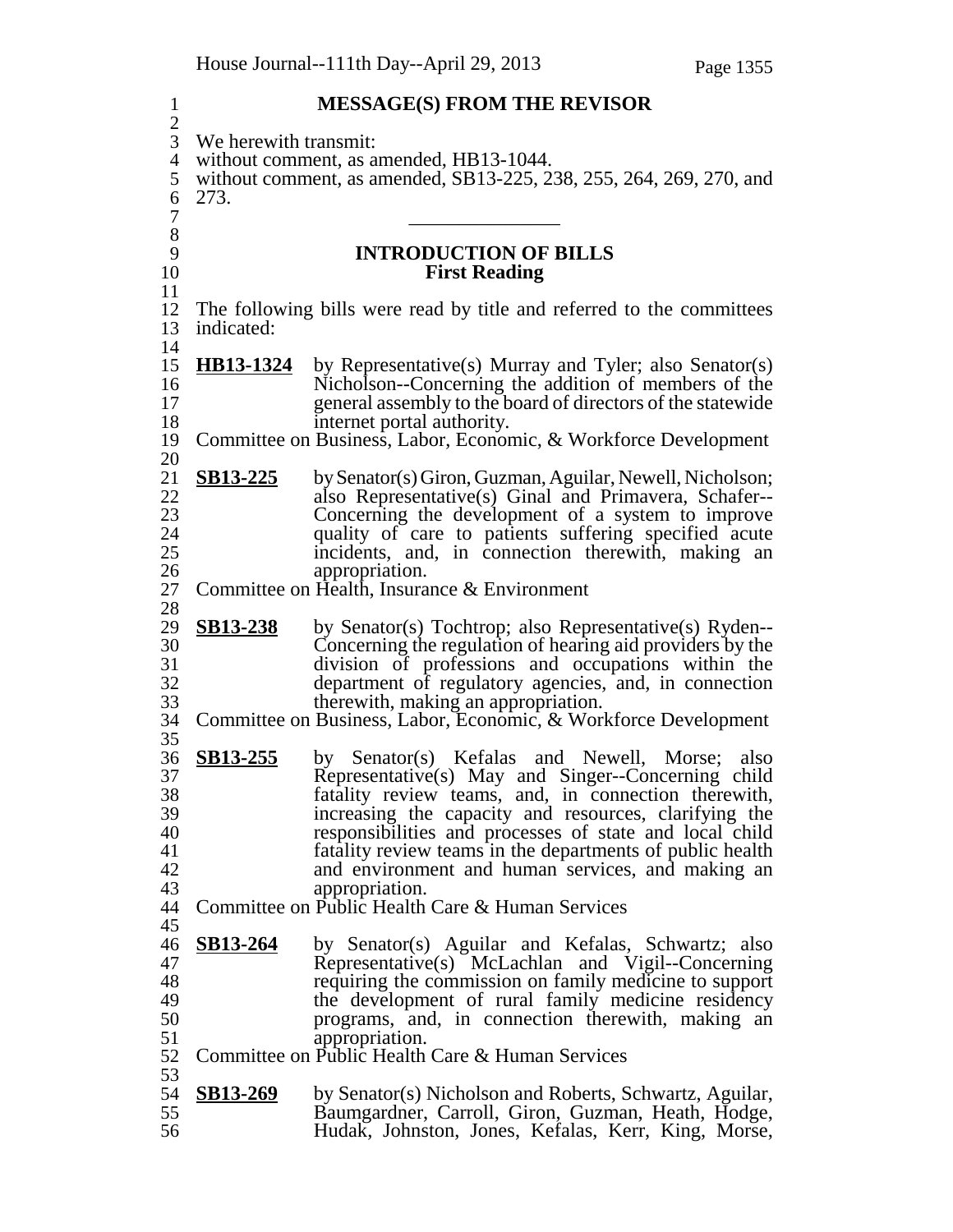## MESSAGE(S) FROM THE REVISOR

We herewith transmit:
without comment, as amended, HB13-1044.
without comment, as amended, SB13-225, 238, 255, 264, 269, 270, and 273.

______________

## INTRODUCTION OF BILLS
### First Reading

The following bills were read by title and referred to the committees indicated:

**HB13-1324** by Representative(s) Murray and Tyler; also Senator(s) Nicholson--Concerning the addition of members of the general assembly to the board of directors of the statewide internet portal authority.
Committee on Business, Labor, Economic, & Workforce Development

**SB13-225** by Senator(s) Giron, Guzman, Aguilar, Newell, Nicholson; also Representative(s) Ginal and Primavera, Schafer--Concerning the development of a system to improve quality of care to patients suffering specified acute incidents, and, in connection therewith, making an appropriation.
Committee on Health, Insurance & Environment

**SB13-238** by Senator(s) Tochtrop; also Representative(s) Ryden--Concerning the regulation of hearing aid providers by the division of professions and occupations within the department of regulatory agencies, and, in connection therewith, making an appropriation.
Committee on Business, Labor, Economic, & Workforce Development

**SB13-255** by Senator(s) Kefalas and Newell, Morse; also Representative(s) May and Singer--Concerning child fatality review teams, and, in connection therewith, increasing the capacity and resources, clarifying the responsibilities and processes of state and local child fatality review teams in the departments of public health and environment and human services, and making an appropriation.
Committee on Public Health Care & Human Services

**SB13-264** by Senator(s) Aguilar and Kefalas, Schwartz; also Representative(s) McLachlan and Vigil--Concerning requiring the commission on family medicine to support the development of rural family medicine residency programs, and, in connection therewith, making an appropriation.
Committee on Public Health Care & Human Services

**SB13-269** by Senator(s) Nicholson and Roberts, Schwartz, Aguilar, Baumgardner, Carroll, Giron, Guzman, Heath, Hodge, Hudak, Johnston, Jones, Kefalas, Kerr, King, Morse,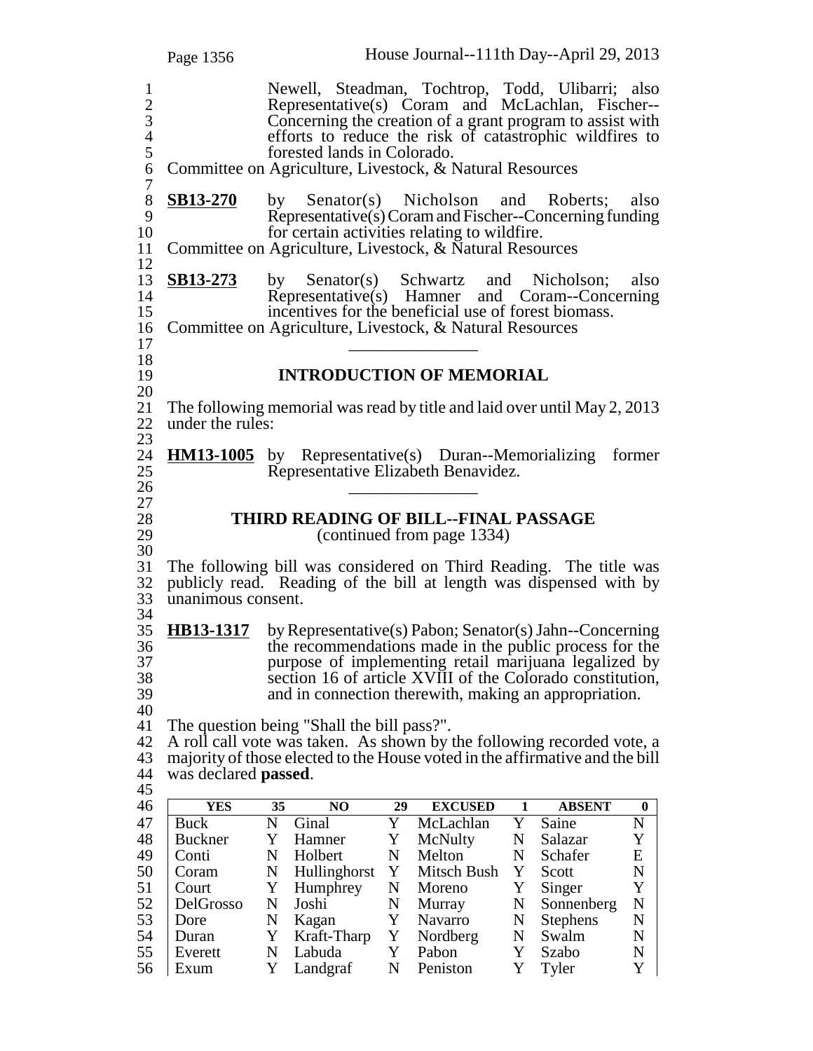Newell, Steadman, Tochtrop, Todd, Ulibarri; also Representative(s) Coram and McLachlan, Fischer--Concerning the creation of a grant program to assist with efforts to reduce the risk of catastrophic wildfires to forested lands in Colorado.

Committee on Agriculture, Livestock, & Natural Resources

**SB13-270** by Senator(s) Nicholson and Roberts; also Representative(s) Coram and Fischer--Concerning funding for certain activities relating to wildfire.

Committee on Agriculture, Livestock, & Natural Resources

**SB13-273** by Senator(s) Schwartz and Nicholson; also Representative(s) Hamner and Coram--Concerning incentives for the beneficial use of forest biomass.

Committee on Agriculture, Livestock, & Natural Resources

______________

## INTRODUCTION OF MEMORIAL

The following memorial was read by title and laid over until May 2, 2013 under the rules:

**HM13-1005** by Representative(s) Duran--Memorializing former Representative Elizabeth Benavidez.

______________

## THIRD READING OF BILL--FINAL PASSAGE

(continued from page 1334)

The following bill was considered on Third Reading. The title was publicly read. Reading of the bill at length was dispensed with by unanimous consent.

**HB13-1317** by Representative(s) Pabon; Senator(s) Jahn--Concerning the recommendations made in the public process for the purpose of implementing retail marijuana legalized by section 16 of article XVIII of the Colorado constitution, and in connection therewith, making an appropriation.

The question being "Shall the bill pass?".

A roll call vote was taken. As shown by the following recorded vote, a majority of those elected to the House voted in the affirmative and the bill was declared **passed**.

| YES | 35 | NO | 29 | EXCUSED | 1 | ABSENT | 0 |
|---|---|---|---|---|---|---|---|
| Buck | N | Ginal | Y | McLachlan | Y | Saine | N |
| Buckner | Y | Hamner | Y | McNulty | N | Salazar | Y |
| Conti | N | Holbert | N | Melton | N | Schafer | E |
| Coram | N | Hullinghorst | Y | Mitsch Bush | Y | Scott | N |
| Court | Y | Humphrey | N | Moreno | Y | Singer | Y |
| DelGrosso | N | Joshi | N | Murray | N | Sonnenberg | N |
| Dore | N | Kagan | Y | Navarro | N | Stephens | N |
| Duran | Y | Kraft-Tharp | Y | Nordberg | N | Swalm | N |
| Everett | N | Labuda | Y | Pabon | Y | Szabo | N |
| Exum | Y | Landgraf | N | Peniston | Y | Tyler | Y |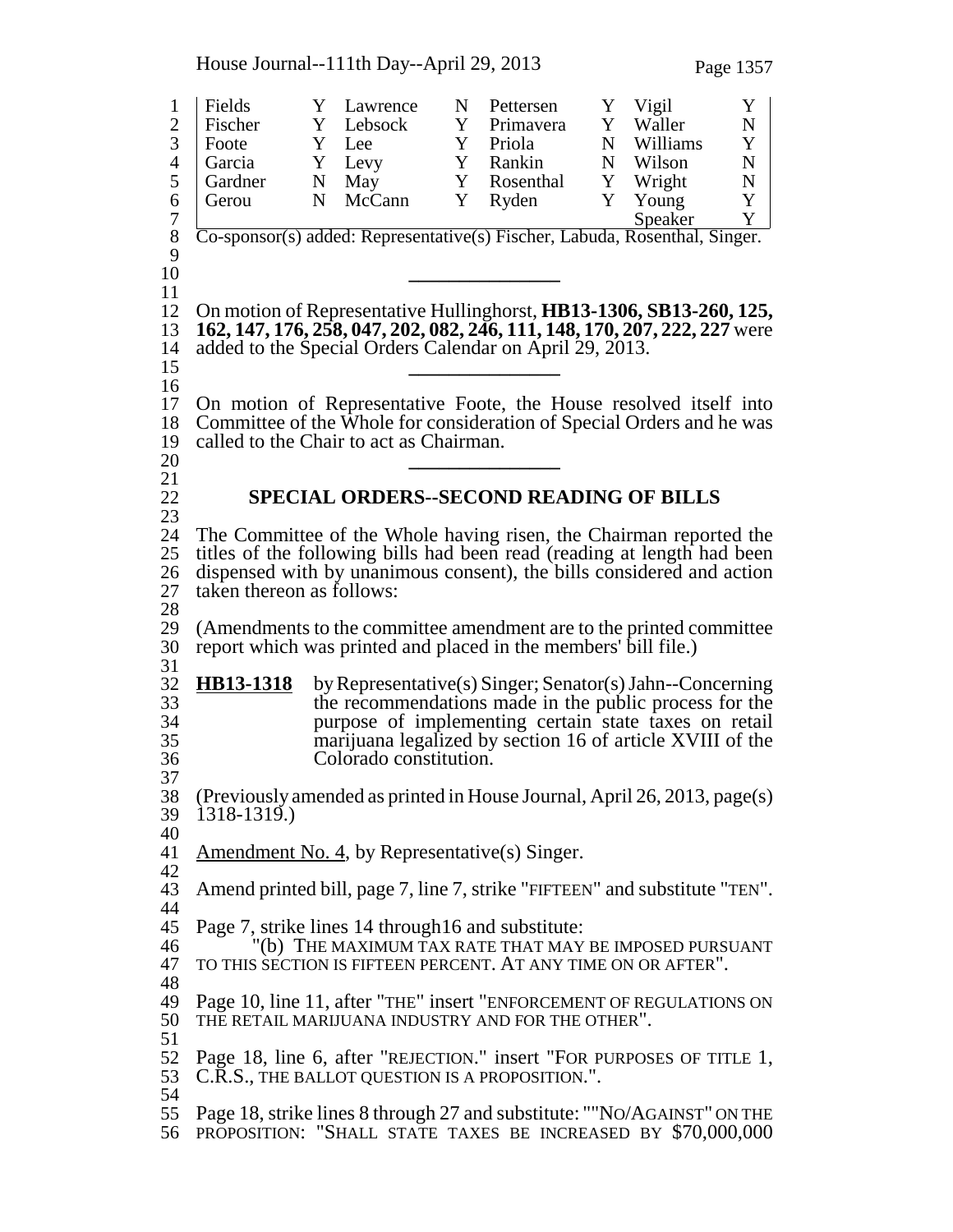| Fields | Y | Lawrence | N | Pettersen | Y | Vigil | Y |
|---|---|---|---|---|---|---|---|
| Fischer | Y | Lebsock | Y | Primavera | Y | Waller | N |
| Foote | Y | Lee | Y | Priola | N | Williams | Y |
| Garcia | Y | Levy | Y | Rankin | N | Wilson | N |
| Gardner | N | May | Y | Rosenthal | Y | Wright | N |
| Gerou | N | McCann | Y | Ryden | Y | Young | Y |
| | | | | | | Speaker | Y |

Co-sponsor(s) added: Representative(s) Fischer, Labuda, Rosenthal, Singer.

---

On motion of Representative Hullinghorst, **HB13-1306, SB13-260, 125, 162, 147, 176, 258, 047, 202, 082, 246, 111, 148, 170, 207, 222, 227** were added to the Special Orders Calendar on April 29, 2013.

---

On motion of Representative Foote, the House resolved itself into Committee of the Whole for consideration of Special Orders and he was called to the Chair to act as Chairman.

---

## SPECIAL ORDERS--SECOND READING OF BILLS

The Committee of the Whole having risen, the Chairman reported the titles of the following bills had been read (reading at length had been dispensed with by unanimous consent), the bills considered and action taken thereon as follows:

(Amendments to the committee amendment are to the printed committee report which was printed and placed in the members' bill file.)

**HB13-1318** by Representative(s) Singer; Senator(s) Jahn--Concerning the recommendations made in the public process for the purpose of implementing certain state taxes on retail marijuana legalized by section 16 of article XVIII of the Colorado constitution.

(Previously amended as printed in House Journal, April 26, 2013, page(s) 1318-1319.)

Amendment No. 4, by Representative(s) Singer.

Amend printed bill, page 7, line 7, strike "FIFTEEN" and substitute "TEN".

Page 7, strike lines 14 through16 and substitute:
"(b) THE MAXIMUM TAX RATE THAT MAY BE IMPOSED PURSUANT TO THIS SECTION IS FIFTEEN PERCENT. AT ANY TIME ON OR AFTER".

Page 10, line 11, after "THE" insert "ENFORCEMENT OF REGULATIONS ON THE RETAIL MARIJUANA INDUSTRY AND FOR THE OTHER".

Page 18, line 6, after "REJECTION." insert "FOR PURPOSES OF TITLE 1, C.R.S., THE BALLOT QUESTION IS A PROPOSITION.".

Page 18, strike lines 8 through 27 and substitute: ""NO/AGAINST" ON THE PROPOSITION: "SHALL STATE TAXES BE INCREASED BY $70,000,000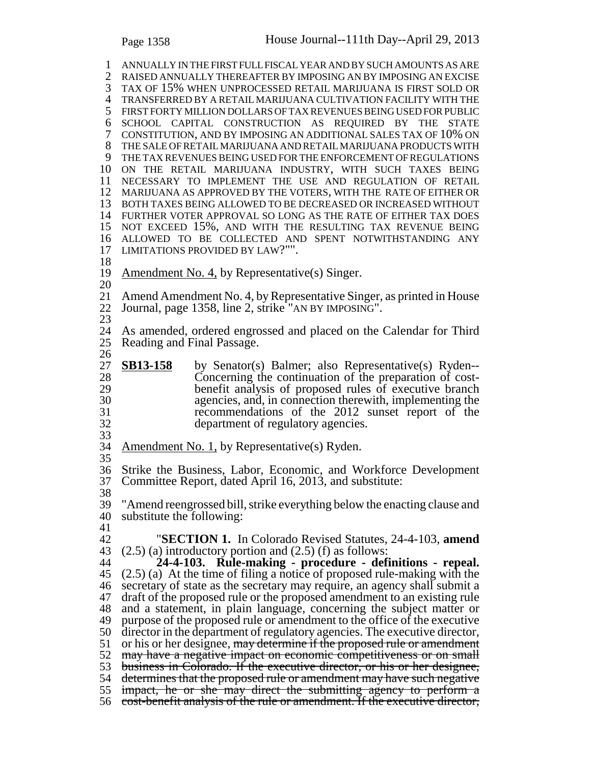ANNUALLY IN THE FIRST FULL FISCAL YEAR AND BY SUCH AMOUNTS AS ARE RAISED ANNUALLY THEREAFTER BY IMPOSING AN BY IMPOSING AN EXCISE TAX OF 15% WHEN UNPROCESSED RETAIL MARIJUANA IS FIRST SOLD OR TRANSFERRED BY A RETAIL MARIJUANA CULTIVATION FACILITY WITH THE FIRST FORTY MILLION DOLLARS OF TAX REVENUES BEING USED FOR PUBLIC SCHOOL CAPITAL CONSTRUCTION AS REQUIRED BY THE STATE CONSTITUTION, AND BY IMPOSING AN ADDITIONAL SALES TAX OF 10% ON THE SALE OF RETAIL MARIJUANA AND RETAIL MARIJUANA PRODUCTS WITH THE TAX REVENUES BEING USED FOR THE ENFORCEMENT OF REGULATIONS ON THE RETAIL MARIJUANA INDUSTRY, WITH SUCH TAXES BEING NECESSARY TO IMPLEMENT THE USE AND REGULATION OF RETAIL MARIJUANA AS APPROVED BY THE VOTERS, WITH THE RATE OF EITHER OR BOTH TAXES BEING ALLOWED TO BE DECREASED OR INCREASED WITHOUT FURTHER VOTER APPROVAL SO LONG AS THE RATE OF EITHER TAX DOES NOT EXCEED 15%, AND WITH THE RESULTING TAX REVENUE BEING ALLOWED TO BE COLLECTED AND SPENT NOTWITHSTANDING ANY LIMITATIONS PROVIDED BY LAW?"".

Amendment No. 4, by Representative(s) Singer.

Amend Amendment No. 4, by Representative Singer, as printed in House Journal, page 1358, line 2, strike "AN BY IMPOSING".

As amended, ordered engrossed and placed on the Calendar for Third Reading and Final Passage.

**SB13-158** by Senator(s) Balmer; also Representative(s) Ryden--Concerning the continuation of the preparation of cost-benefit analysis of proposed rules of executive branch agencies, and, in connection therewith, implementing the recommendations of the 2012 sunset report of the department of regulatory agencies.

Amendment No. 1, by Representative(s) Ryden.

Strike the Business, Labor, Economic, and Workforce Development Committee Report, dated April 16, 2013, and substitute:

"Amend reengrossed bill, strike everything below the enacting clause and substitute the following:

"**SECTION 1.** In Colorado Revised Statutes, 24-4-103, **amend** (2.5) (a) introductory portion and (2.5) (f) as follows:

**24-4-103. Rule-making - procedure - definitions - repeal.** (2.5) (a) At the time of filing a notice of proposed rule-making with the secretary of state as the secretary may require, an agency shall submit a draft of the proposed rule or the proposed amendment to an existing rule and a statement, in plain language, concerning the subject matter or purpose of the proposed rule or amendment to the office of the executive director in the department of regulatory agencies. The executive director, or his or her designee, ~~may determine if the proposed rule or amendment may have a negative impact on economic competitiveness or on small business in Colorado. If the executive director, or his or her designee, determines that the proposed rule or amendment may have such negative impact, he or she may direct the submitting agency to perform a cost-benefit analysis of the rule or amendment. If the executive director,~~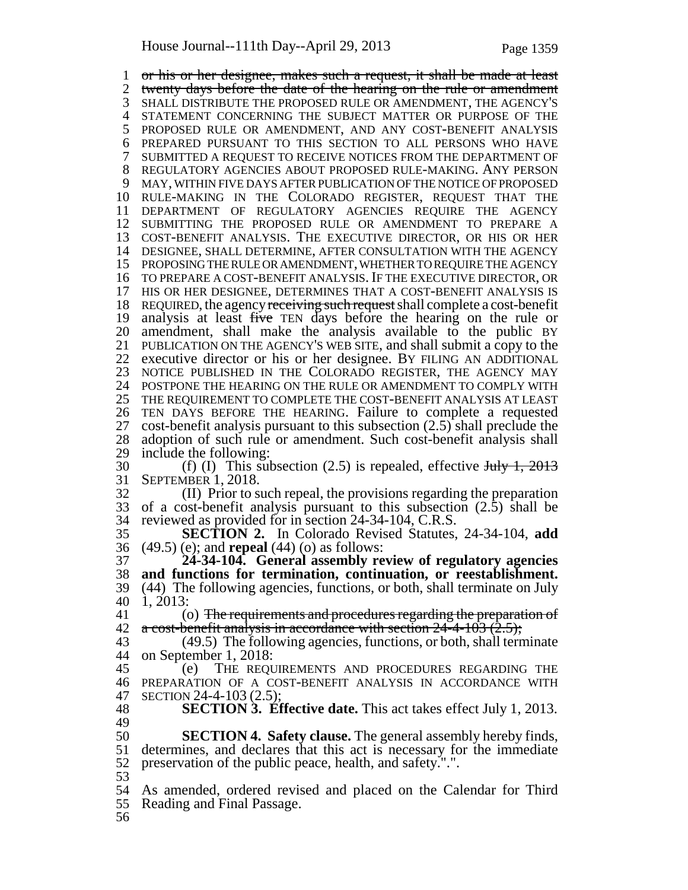~~or his or her designee, makes such a request, it shall be made at least twenty days before the date of the hearing on the rule or amendment~~ SHALL DISTRIBUTE THE PROPOSED RULE OR AMENDMENT, THE AGENCY'S STATEMENT CONCERNING THE SUBJECT MATTER OR PURPOSE OF THE PROPOSED RULE OR AMENDMENT, AND ANY COST-BENEFIT ANALYSIS PREPARED PURSUANT TO THIS SECTION TO ALL PERSONS WHO HAVE SUBMITTED A REQUEST TO RECEIVE NOTICES FROM THE DEPARTMENT OF REGULATORY AGENCIES ABOUT PROPOSED RULE-MAKING. ANY PERSON MAY, WITHIN FIVE DAYS AFTER PUBLICATION OF THE NOTICE OF PROPOSED RULE-MAKING IN THE COLORADO REGISTER, REQUEST THAT THE DEPARTMENT OF REGULATORY AGENCIES REQUIRE THE AGENCY SUBMITTING THE PROPOSED RULE OR AMENDMENT TO PREPARE A COST-BENEFIT ANALYSIS. THE EXECUTIVE DIRECTOR, OR HIS OR HER DESIGNEE, SHALL DETERMINE, AFTER CONSULTATION WITH THE AGENCY PROPOSING THE RULE OR AMENDMENT, WHETHER TO REQUIRE THE AGENCY TO PREPARE A COST-BENEFIT ANALYSIS. IF THE EXECUTIVE DIRECTOR, OR HIS OR HER DESIGNEE, DETERMINES THAT A COST-BENEFIT ANALYSIS IS REQUIRED, the agency ~~receiving such request~~ shall complete a cost-benefit analysis at least ~~five~~ TEN days before the hearing on the rule or amendment, shall make the analysis available to the public BY PUBLICATION ON THE AGENCY'S WEB SITE, and shall submit a copy to the executive director or his or her designee. BY FILING AN ADDITIONAL NOTICE PUBLISHED IN THE COLORADO REGISTER, THE AGENCY MAY POSTPONE THE HEARING ON THE RULE OR AMENDMENT TO COMPLY WITH THE REQUIREMENT TO COMPLETE THE COST-BENEFIT ANALYSIS AT LEAST TEN DAYS BEFORE THE HEARING. Failure to complete a requested cost-benefit analysis pursuant to this subsection (2.5) shall preclude the adoption of such rule or amendment. Such cost-benefit analysis shall include the following:

(f) (I) This subsection (2.5) is repealed, effective ~~July 1, 2013~~ SEPTEMBER 1, 2018.

(II) Prior to such repeal, the provisions regarding the preparation of a cost-benefit analysis pursuant to this subsection (2.5) shall be reviewed as provided for in section 24-34-104, C.R.S.

**SECTION 2.** In Colorado Revised Statutes, 24-34-104, **add** (49.5) (e); and **repeal** (44) (o) as follows:

**24-34-104. General assembly review of regulatory agencies and functions for termination, continuation, or reestablishment.** (44) The following agencies, functions, or both, shall terminate on July 1, 2013:

(o) ~~The requirements and procedures regarding the preparation of a cost-benefit analysis in accordance with section 24-4-103 (2.5);~~

(49.5) The following agencies, functions, or both, shall terminate on September 1, 2018:

(e) THE REQUIREMENTS AND PROCEDURES REGARDING THE PREPARATION OF A COST-BENEFIT ANALYSIS IN ACCORDANCE WITH SECTION 24-4-103 (2.5);

**SECTION 3. Effective date.** This act takes effect July 1, 2013.

**SECTION 4. Safety clause.** The general assembly hereby finds, determines, and declares that this act is necessary for the immediate preservation of the public peace, health, and safety.".".

As amended, ordered revised and placed on the Calendar for Third Reading and Final Passage.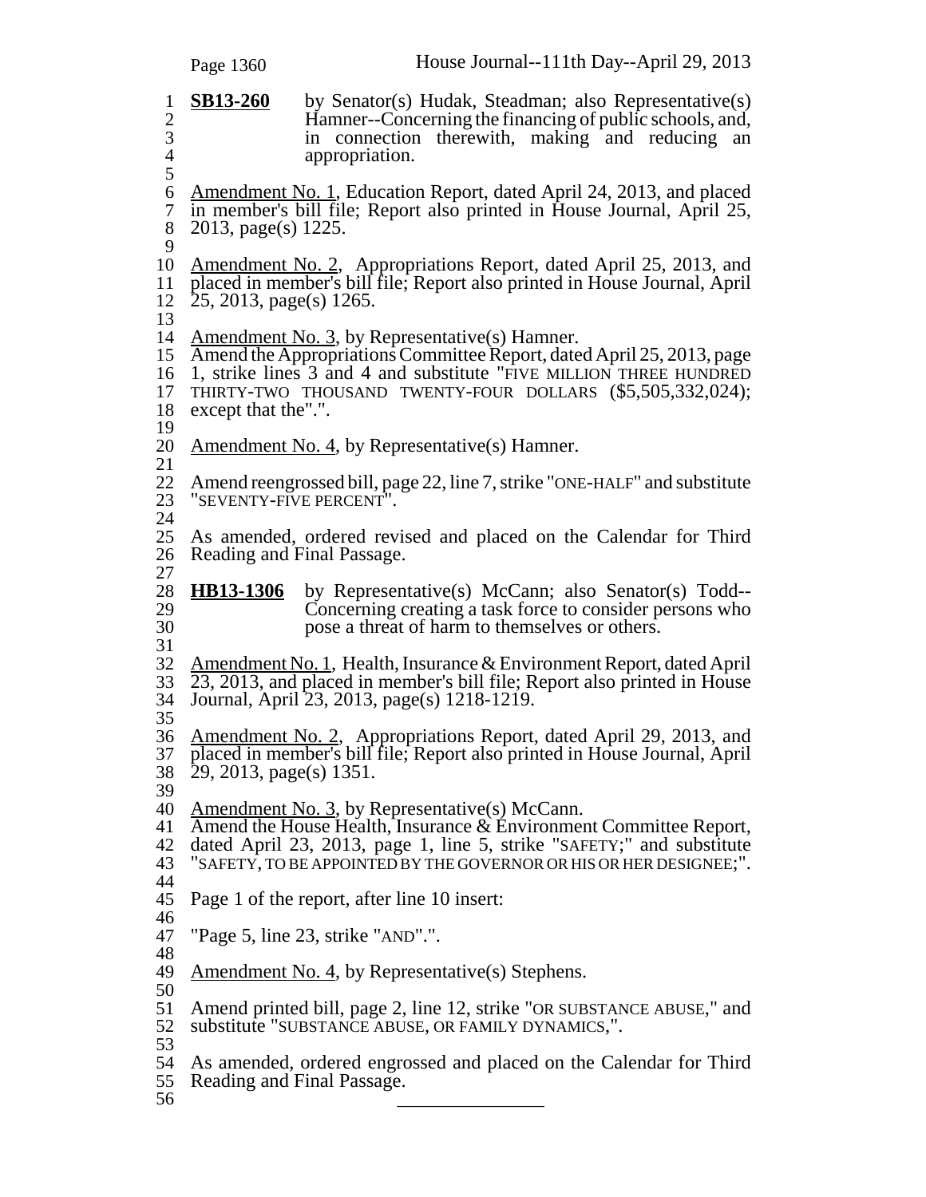**SB13-260** by Senator(s) Hudak, Steadman; also Representative(s) Hamner--Concerning the financing of public schools, and, in connection therewith, making and reducing an appropriation.

Amendment No. 1, Education Report, dated April 24, 2013, and placed in member's bill file; Report also printed in House Journal, April 25, 2013, page(s) 1225.

Amendment No. 2, Appropriations Report, dated April 25, 2013, and placed in member's bill file; Report also printed in House Journal, April 25, 2013, page(s) 1265.

Amendment No. 3, by Representative(s) Hamner.
Amend the Appropriations Committee Report, dated April 25, 2013, page 1, strike lines 3 and 4 and substitute "FIVE MILLION THREE HUNDRED THIRTY-TWO THOUSAND TWENTY-FOUR DOLLARS ($5,505,332,024); except that the".".

Amendment No. 4, by Representative(s) Hamner.

Amend reengrossed bill, page 22, line 7, strike "ONE-HALF" and substitute "SEVENTY-FIVE PERCENT".

As amended, ordered revised and placed on the Calendar for Third Reading and Final Passage.

**HB13-1306** by Representative(s) McCann; also Senator(s) Todd--Concerning creating a task force to consider persons who pose a threat of harm to themselves or others.

Amendment No. 1, Health, Insurance & Environment Report, dated April 23, 2013, and placed in member's bill file; Report also printed in House Journal, April 23, 2013, page(s) 1218-1219.

Amendment No. 2, Appropriations Report, dated April 29, 2013, and placed in member's bill file; Report also printed in House Journal, April 29, 2013, page(s) 1351.

Amendment No. 3, by Representative(s) McCann.
Amend the House Health, Insurance & Environment Committee Report, dated April 23, 2013, page 1, line 5, strike "SAFETY;" and substitute "SAFETY, TO BE APPOINTED BY THE GOVERNOR OR HIS OR HER DESIGNEE;".

Page 1 of the report, after line 10 insert:

"Page 5, line 23, strike "AND".".

Amendment No. 4, by Representative(s) Stephens.

Amend printed bill, page 2, line 12, strike "OR SUBSTANCE ABUSE," and substitute "SUBSTANCE ABUSE, OR FAMILY DYNAMICS,".

As amended, ordered engrossed and placed on the Calendar for Third Reading and Final Passage.

---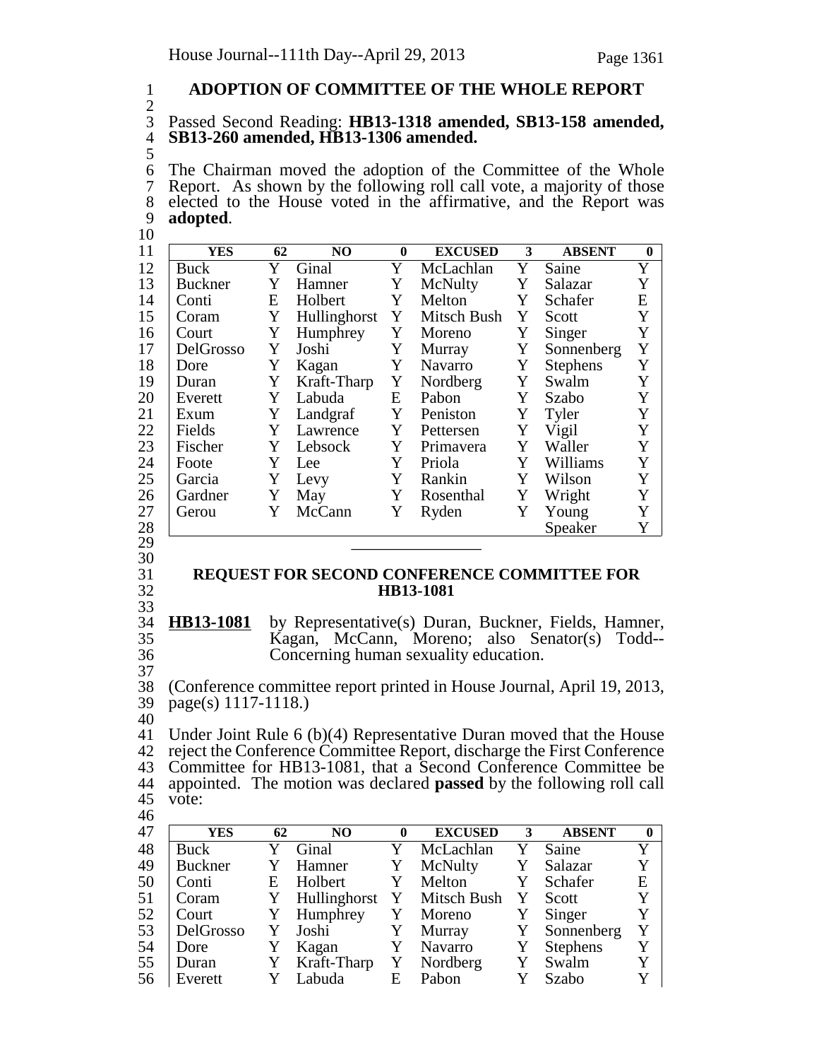## ADOPTION OF COMMITTEE OF THE WHOLE REPORT

Passed Second Reading: **HB13-1318 amended, SB13-158 amended, SB13-260 amended, HB13-1306 amended.**

The Chairman moved the adoption of the Committee of the Whole Report. As shown by the following roll call vote, a majority of those elected to the House voted in the affirmative, and the Report was **adopted**.

| YES | 62 | NO | 0 | EXCUSED | 3 | ABSENT | 0 |
|---|---|---|---|---|---|---|---|
| Buck | Y | Ginal | Y | McLachlan | Y | Saine | Y |
| Buckner | Y | Hamner | Y | McNulty | Y | Salazar | Y |
| Conti | E | Holbert | Y | Melton | Y | Schafer | E |
| Coram | Y | Hullinghorst | Y | Mitsch Bush | Y | Scott | Y |
| Court | Y | Humphrey | Y | Moreno | Y | Singer | Y |
| DelGrosso | Y | Joshi | Y | Murray | Y | Sonnenberg | Y |
| Dore | Y | Kagan | Y | Navarro | Y | Stephens | Y |
| Duran | Y | Kraft-Tharp | Y | Nordberg | Y | Swalm | Y |
| Everett | Y | Labuda | E | Pabon | Y | Szabo | Y |
| Exum | Y | Landgraf | Y | Peniston | Y | Tyler | Y |
| Fields | Y | Lawrence | Y | Pettersen | Y | Vigil | Y |
| Fischer | Y | Lebsock | Y | Primavera | Y | Waller | Y |
| Foote | Y | Lee | Y | Priola | Y | Williams | Y |
| Garcia | Y | Levy | Y | Rankin | Y | Wilson | Y |
| Gardner | Y | May | Y | Rosenthal | Y | Wright | Y |
| Gerou | Y | McCann | Y | Ryden | Y | Young | Y |
| | | | | | | Speaker | Y |

________________

## REQUEST FOR SECOND CONFERENCE COMMITTEE FOR HB13-1081

**HB13-1081** by Representative(s) Duran, Buckner, Fields, Hamner, Kagan, McCann, Moreno; also Senator(s) Todd--Concerning human sexuality education.

(Conference committee report printed in House Journal, April 19, 2013, page(s) 1117-1118.)

Under Joint Rule 6 (b)(4) Representative Duran moved that the House reject the Conference Committee Report, discharge the First Conference Committee for HB13-1081, that a Second Conference Committee be appointed. The motion was declared **passed** by the following roll call vote:

| YES | 62 | NO | 0 | EXCUSED | 3 | ABSENT | 0 |
|---|---|---|---|---|---|---|---|
| Buck | Y | Ginal | Y | McLachlan | Y | Saine | Y |
| Buckner | Y | Hamner | Y | McNulty | Y | Salazar | Y |
| Conti | E | Holbert | Y | Melton | Y | Schafer | E |
| Coram | Y | Hullinghorst | Y | Mitsch Bush | Y | Scott | Y |
| Court | Y | Humphrey | Y | Moreno | Y | Singer | Y |
| DelGrosso | Y | Joshi | Y | Murray | Y | Sonnenberg | Y |
| Dore | Y | Kagan | Y | Navarro | Y | Stephens | Y |
| Duran | Y | Kraft-Tharp | Y | Nordberg | Y | Swalm | Y |
| Everett | Y | Labuda | E | Pabon | Y | Szabo | Y |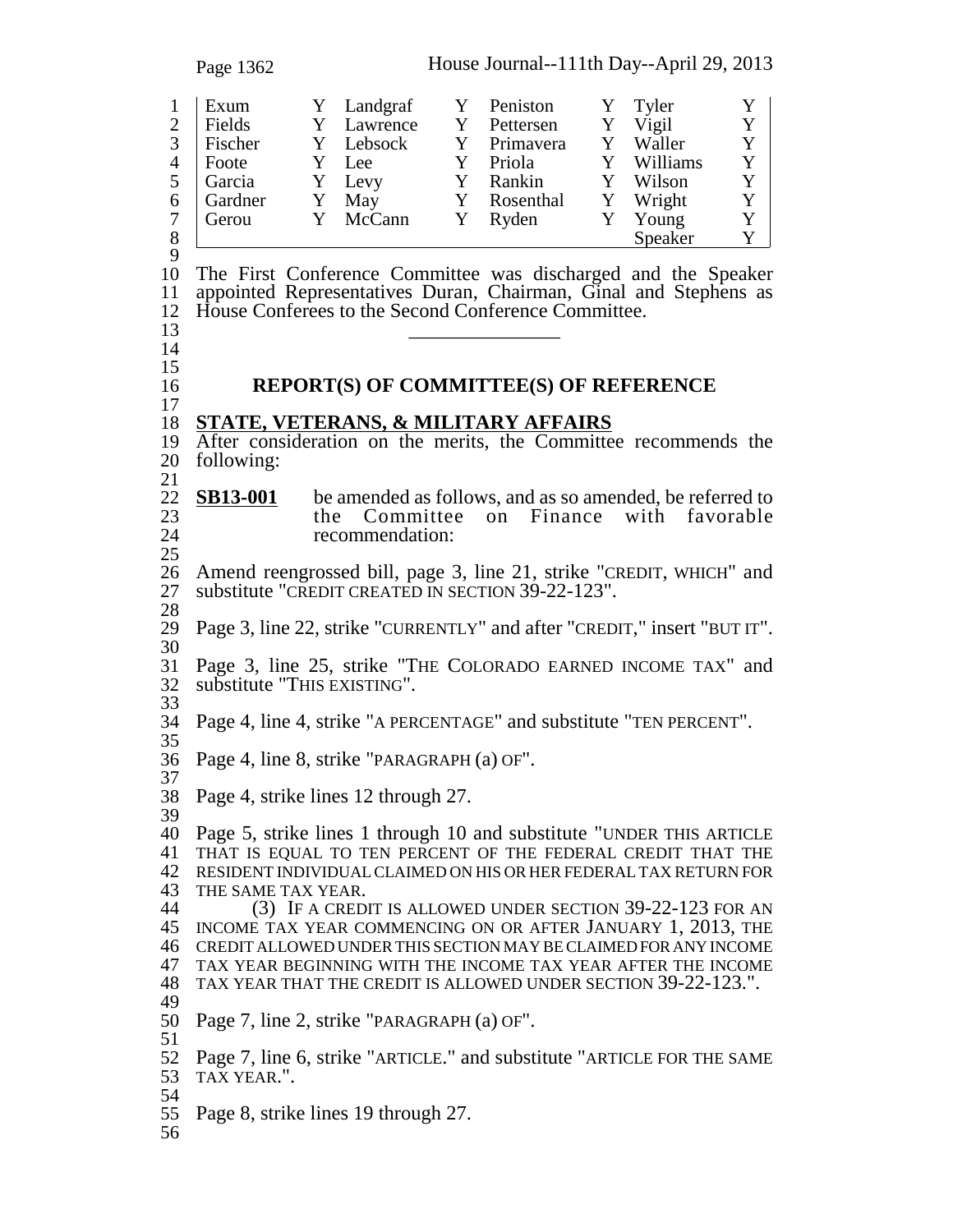| Exum | Y | Landgraf | Y | Peniston | Y | Tyler | Y |
|---|---|---|---|---|---|---|---|
| Fields | Y | Lawrence | Y | Pettersen | Y | Vigil | Y |
| Fischer | Y | Lebsock | Y | Primavera | Y | Waller | Y |
| Foote | Y | Lee | Y | Priola | Y | Williams | Y |
| Garcia | Y | Levy | Y | Rankin | Y | Wilson | Y |
| Gardner | Y | May | Y | Rosenthal | Y | Wright | Y |
| Gerou | Y | McCann | Y | Ryden | Y | Young | Y |
| | | | | | | Speaker | Y |

The First Conference Committee was discharged and the Speaker appointed Representatives Duran, Chairman, Ginal and Stephens as House Conferees to the Second Conference Committee.

______________

## REPORT(S) OF COMMITTEE(S) OF REFERENCE

**STATE, VETERANS, & MILITARY AFFAIRS**

After consideration on the merits, the Committee recommends the following:

**SB13-001** be amended as follows, and as so amended, be referred to the Committee on Finance with favorable recommendation:

Amend reengrossed bill, page 3, line 21, strike "CREDIT, WHICH" and substitute "CREDIT CREATED IN SECTION 39-22-123".

Page 3, line 22, strike "CURRENTLY" and after "CREDIT," insert "BUT IT".

Page 3, line 25, strike "THE COLORADO EARNED INCOME TAX" and substitute "THIS EXISTING".

Page 4, line 4, strike "A PERCENTAGE" and substitute "TEN PERCENT".

Page 4, line 8, strike "PARAGRAPH (a) OF".

Page 4, strike lines 12 through 27.

Page 5, strike lines 1 through 10 and substitute "UNDER THIS ARTICLE THAT IS EQUAL TO TEN PERCENT OF THE FEDERAL CREDIT THAT THE RESIDENT INDIVIDUAL CLAIMED ON HIS OR HER FEDERAL TAX RETURN FOR THE SAME TAX YEAR.

(3) IF A CREDIT IS ALLOWED UNDER SECTION 39-22-123 FOR AN INCOME TAX YEAR COMMENCING ON OR AFTER JANUARY 1, 2013, THE CREDIT ALLOWED UNDER THIS SECTION MAY BE CLAIMED FOR ANY INCOME TAX YEAR BEGINNING WITH THE INCOME TAX YEAR AFTER THE INCOME TAX YEAR THAT THE CREDIT IS ALLOWED UNDER SECTION 39-22-123.".

Page 7, line 2, strike "PARAGRAPH (a) OF".

Page 7, line 6, strike "ARTICLE." and substitute "ARTICLE FOR THE SAME TAX YEAR.".

Page 8, strike lines 19 through 27.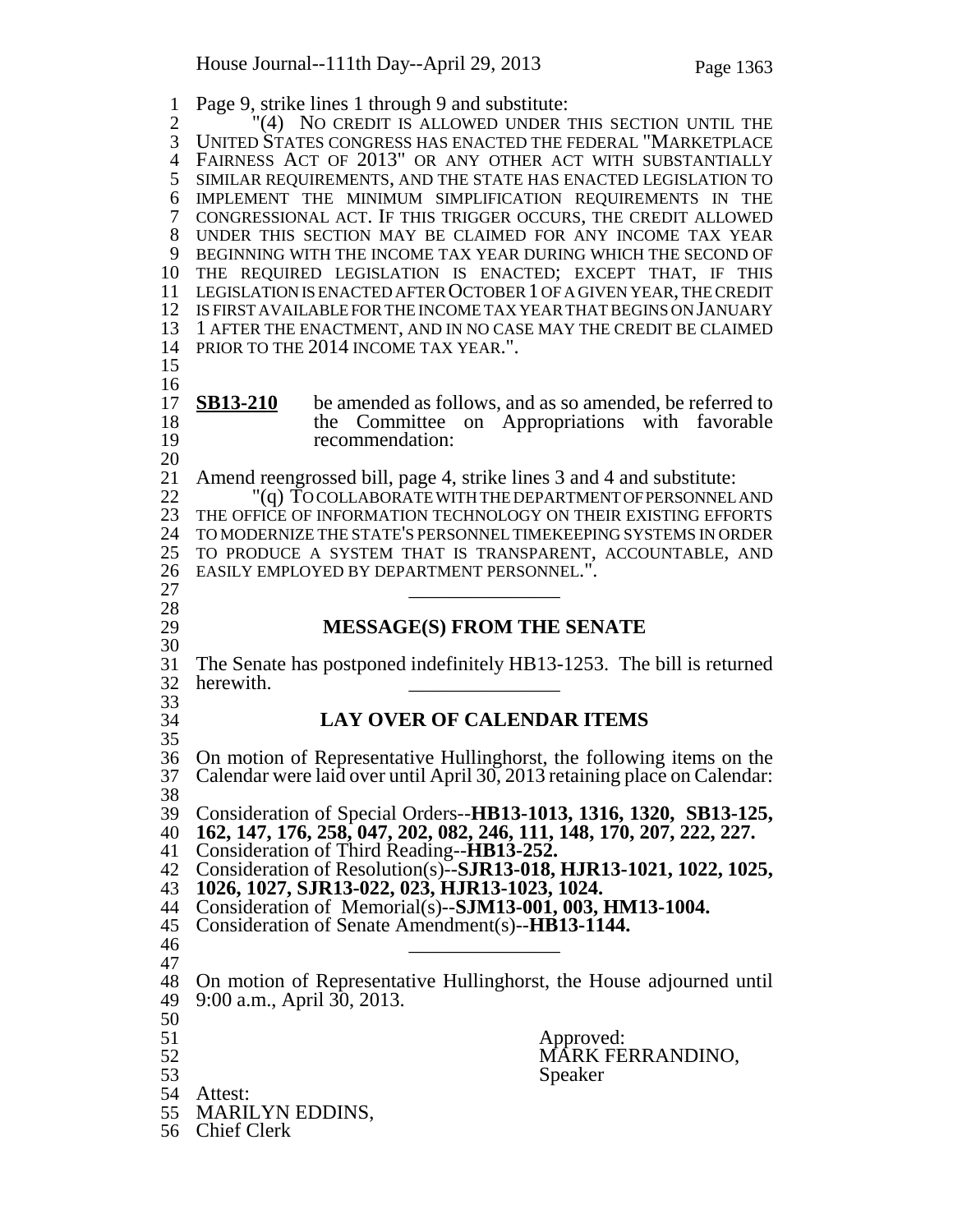Page 9, strike lines 1 through 9 and substitute:

"(4) NO CREDIT IS ALLOWED UNDER THIS SECTION UNTIL THE UNITED STATES CONGRESS HAS ENACTED THE FEDERAL "MARKETPLACE FAIRNESS ACT OF 2013" OR ANY OTHER ACT WITH SUBSTANTIALLY SIMILAR REQUIREMENTS, AND THE STATE HAS ENACTED LEGISLATION TO IMPLEMENT THE MINIMUM SIMPLIFICATION REQUIREMENTS IN THE CONGRESSIONAL ACT. IF THIS TRIGGER OCCURS, THE CREDIT ALLOWED UNDER THIS SECTION MAY BE CLAIMED FOR ANY INCOME TAX YEAR BEGINNING WITH THE INCOME TAX YEAR DURING WHICH THE SECOND OF THE REQUIRED LEGISLATION IS ENACTED; EXCEPT THAT, IF THIS LEGISLATION IS ENACTED AFTER OCTOBER 1 OF A GIVEN YEAR, THE CREDIT IS FIRST AVAILABLE FOR THE INCOME TAX YEAR THAT BEGINS ON JANUARY 1 AFTER THE ENACTMENT, AND IN NO CASE MAY THE CREDIT BE CLAIMED PRIOR TO THE 2014 INCOME TAX YEAR.".

**SB13-210** be amended as follows, and as so amended, be referred to the Committee on Appropriations with favorable recommendation:

Amend reengrossed bill, page 4, strike lines 3 and 4 and substitute:

"(q) TO COLLABORATE WITH THE DEPARTMENT OF PERSONNEL AND THE OFFICE OF INFORMATION TECHNOLOGY ON THEIR EXISTING EFFORTS TO MODERNIZE THE STATE'S PERSONNEL TIMEKEEPING SYSTEMS IN ORDER TO PRODUCE A SYSTEM THAT IS TRANSPARENT, ACCOUNTABLE, AND EASILY EMPLOYED BY DEPARTMENT PERSONNEL.".

\_\_\_\_\_\_\_\_\_\_\_\_\_\_\_

## MESSAGE(S) FROM THE SENATE

The Senate has postponed indefinitely HB13-1253. The bill is returned herewith.

\_\_\_\_\_\_\_\_\_\_\_\_\_\_\_

## LAY OVER OF CALENDAR ITEMS

On motion of Representative Hullinghorst, the following items on the Calendar were laid over until April 30, 2013 retaining place on Calendar:

Consideration of Special Orders--**HB13-1013, 1316, 1320, SB13-125, 162, 147, 176, 258, 047, 202, 082, 246, 111, 148, 170, 207, 222, 227.**
Consideration of Third Reading--**HB13-252.**
Consideration of Resolution(s)--**SJR13-018, HJR13-1021, 1022, 1025, 1026, 1027, SJR13-022, 023, HJR13-1023, 1024.**
Consideration of Memorial(s)--**SJM13-001, 003, HM13-1004.**
Consideration of Senate Amendment(s)--**HB13-1144.**

\_\_\_\_\_\_\_\_\_\_\_\_\_\_\_

On motion of Representative Hullinghorst, the House adjourned until 9:00 a.m., April 30, 2013.

Approved:
MARK FERRANDINO,
Speaker

Attest:
MARILYN EDDINS,
Chief Clerk